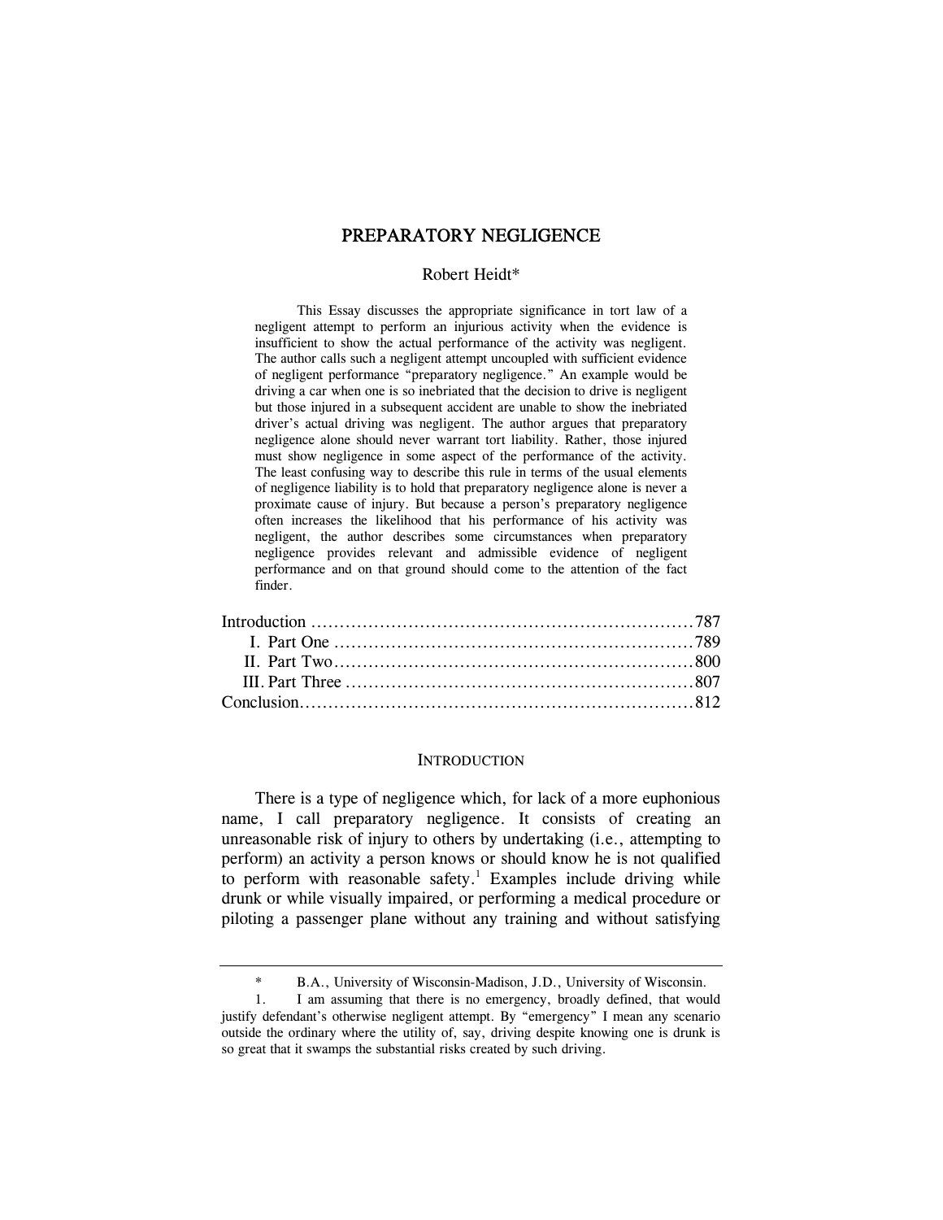# PREPARATORY NEGLIGENCE

Robert Heidt*

This Essay discusses the appropriate significance in tort law of a negligent attempt to perform an injurious activity when the evidence is insufficient to show the actual performance of the activity was negligent. The author calls such a negligent attempt uncoupled with sufficient evidence of negligent performance "preparatory negligence." An example would be driving a car when one is so inebriated that the decision to drive is negligent but those injured in a subsequent accident are unable to show the inebriated driver's actual driving was negligent. The author argues that preparatory negligence alone should never warrant tort liability. Rather, those injured must show negligence in some aspect of the performance of the activity. The least confusing way to describe this rule in terms of the usual elements of negligence liability is to hold that preparatory negligence alone is never a proximate cause of injury. But because a person's preparatory negligence often increases the likelihood that his performance of his activity was negligent, the author describes some circumstances when preparatory negligence provides relevant and admissible evidence of negligent performance and on that ground should come to the attention of the fact finder.

| | |
|---|---|
| Introduction | 787 |
| I. Part One | 789 |
| II. Part Two | 800 |
| III. Part Three | 807 |
| Conclusion | 812 |

## INTRODUCTION

There is a type of negligence which, for lack of a more euphonious name, I call preparatory negligence. It consists of creating an unreasonable risk of injury to others by undertaking (i.e., attempting to perform) an activity a person knows or should know he is not qualified to perform with reasonable safety.[1] Examples include driving while drunk or while visually impaired, or performing a medical procedure or piloting a passenger plane without any training and without satisfying

---

\* B.A., University of Wisconsin-Madison, J.D., University of Wisconsin.

1. I am assuming that there is no emergency, broadly defined, that would justify defendant's otherwise negligent attempt. By "emergency" I mean any scenario outside the ordinary where the utility of, say, driving despite knowing one is drunk is so great that it swamps the substantial risks created by such driving.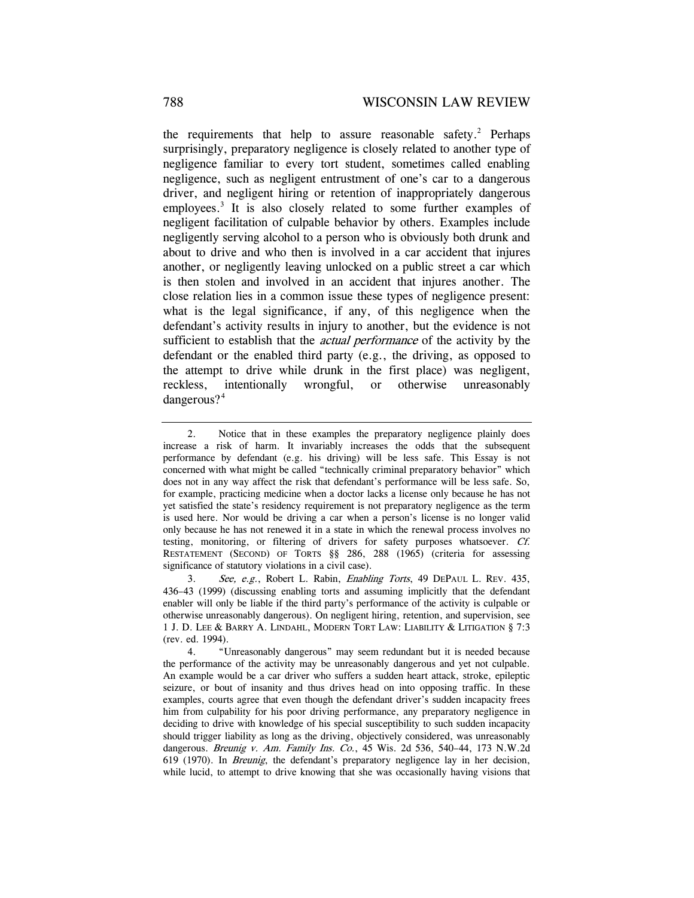the requirements that help to assure reasonable safety.[2] Perhaps surprisingly, preparatory negligence is closely related to another type of negligence familiar to every tort student, sometimes called enabling negligence, such as negligent entrustment of one's car to a dangerous driver, and negligent hiring or retention of inappropriately dangerous employees.[3] It is also closely related to some further examples of negligent facilitation of culpable behavior by others. Examples include negligently serving alcohol to a person who is obviously both drunk and about to drive and who then is involved in a car accident that injures another, or negligently leaving unlocked on a public street a car which is then stolen and involved in an accident that injures another. The close relation lies in a common issue these types of negligence present: what is the legal significance, if any, of this negligence when the defendant's activity results in injury to another, but the evidence is not sufficient to establish that the *actual performance* of the activity by the defendant or the enabled third party (e.g., the driving, as opposed to the attempt to drive while drunk in the first place) was negligent, reckless, intentionally wrongful, or otherwise unreasonably dangerous?[4]

---

2. Notice that in these examples the preparatory negligence plainly does increase a risk of harm. It invariably increases the odds that the subsequent performance by defendant (e.g. his driving) will be less safe. This Essay is not concerned with what might be called "technically criminal preparatory behavior" which does not in any way affect the risk that defendant's performance will be less safe. So, for example, practicing medicine when a doctor lacks a license only because he has not yet satisfied the state's residency requirement is not preparatory negligence as the term is used here. Nor would be driving a car when a person's license is no longer valid only because he has not renewed it in a state in which the renewal process involves no testing, monitoring, or filtering of drivers for safety purposes whatsoever. *Cf.* RESTATEMENT (SECOND) OF TORTS §§ 286, 288 (1965) (criteria for assessing significance of statutory violations in a civil case).

3. *See, e.g.*, Robert L. Rabin, *Enabling Torts*, 49 DEPAUL L. REV. 435, 436–43 (1999) (discussing enabling torts and assuming implicitly that the defendant enabler will only be liable if the third party's performance of the activity is culpable or otherwise unreasonably dangerous). On negligent hiring, retention, and supervision, see 1 J. D. LEE & BARRY A. LINDAHL, MODERN TORT LAW: LIABILITY & LITIGATION § 7:3 (rev. ed. 1994).

4. "Unreasonably dangerous" may seem redundant but it is needed because the performance of the activity may be unreasonably dangerous and yet not culpable. An example would be a car driver who suffers a sudden heart attack, stroke, epileptic seizure, or bout of insanity and thus drives head on into opposing traffic. In these examples, courts agree that even though the defendant driver's sudden incapacity frees him from culpability for his poor driving performance, any preparatory negligence in deciding to drive with knowledge of his special susceptibility to such sudden incapacity should trigger liability as long as the driving, objectively considered, was unreasonably dangerous. *Breunig v. Am. Family Ins. Co.*, 45 Wis. 2d 536, 540–44, 173 N.W.2d 619 (1970). In *Breunig*, the defendant's preparatory negligence lay in her decision, while lucid, to attempt to drive knowing that she was occasionally having visions that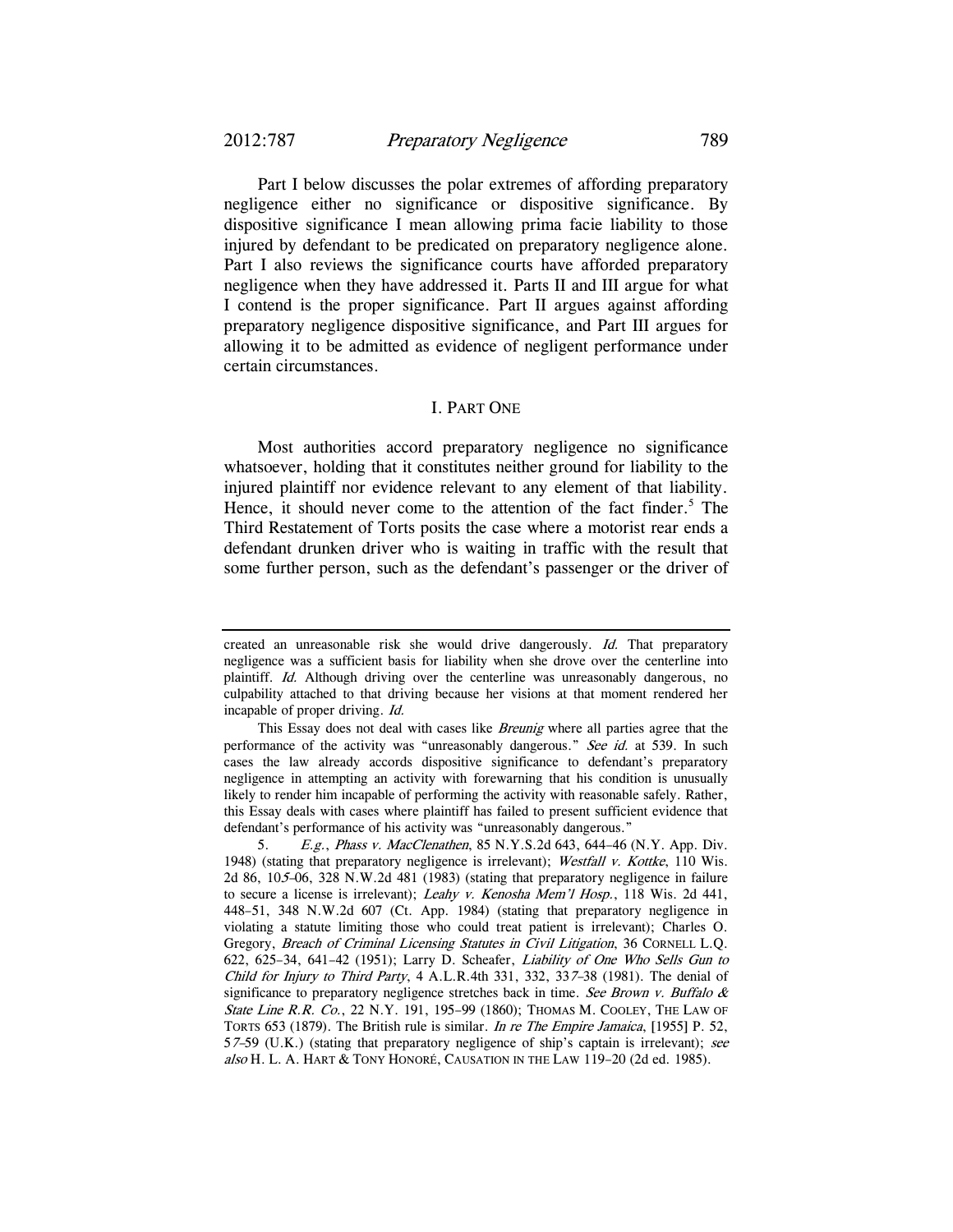Part I below discusses the polar extremes of affording preparatory negligence either no significance or dispositive significance. By dispositive significance I mean allowing prima facie liability to those injured by defendant to be predicated on preparatory negligence alone. Part I also reviews the significance courts have afforded preparatory negligence when they have addressed it. Parts II and III argue for what I contend is the proper significance. Part II argues against affording preparatory negligence dispositive significance, and Part III argues for allowing it to be admitted as evidence of negligent performance under certain circumstances.

## I. PART ONE

Most authorities accord preparatory negligence no significance whatsoever, holding that it constitutes neither ground for liability to the injured plaintiff nor evidence relevant to any element of that liability. Hence, it should never come to the attention of the fact finder.[5] The Third Restatement of Torts posits the case where a motorist rear ends a defendant drunken driver who is waiting in traffic with the result that some further person, such as the defendant's passenger or the driver of

---

created an unreasonable risk she would drive dangerously. *Id.* That preparatory negligence was a sufficient basis for liability when she drove over the centerline into plaintiff. *Id.* Although driving over the centerline was unreasonably dangerous, no culpability attached to that driving because her visions at that moment rendered her incapable of proper driving. *Id.*

This Essay does not deal with cases like *Breunig* where all parties agree that the performance of the activity was "unreasonably dangerous." *See id.* at 539. In such cases the law already accords dispositive significance to defendant's preparatory negligence in attempting an activity with forewarning that his condition is unusually likely to render him incapable of performing the activity with reasonable safely. Rather, this Essay deals with cases where plaintiff has failed to present sufficient evidence that defendant's performance of his activity was "unreasonably dangerous."

5. *E.g.*, *Phass v. MacClenathen*, 85 N.Y.S.2d 643, 644–46 (N.Y. App. Div. 1948) (stating that preparatory negligence is irrelevant); *Westfall v. Kottke*, 110 Wis. 2d 86, 105–06, 328 N.W.2d 481 (1983) (stating that preparatory negligence in failure to secure a license is irrelevant); *Leahy v. Kenosha Mem'l Hosp.*, 118 Wis. 2d 441, 448–51, 348 N.W.2d 607 (Ct. App. 1984) (stating that preparatory negligence in violating a statute limiting those who could treat patient is irrelevant); Charles O. Gregory, *Breach of Criminal Licensing Statutes in Civil Litigation*, 36 CORNELL L.Q. 622, 625–34, 641–42 (1951); Larry D. Scheafer, *Liability of One Who Sells Gun to Child for Injury to Third Party*, 4 A.L.R.4th 331, 332, 337–38 (1981). The denial of significance to preparatory negligence stretches back in time. *See Brown v. Buffalo & State Line R.R. Co.*, 22 N.Y. 191, 195–99 (1860); THOMAS M. COOLEY, THE LAW OF TORTS 653 (1879). The British rule is similar. *In re The Empire Jamaica*, [1955] P. 52, 57–59 (U.K.) (stating that preparatory negligence of ship's captain is irrelevant); *see also* H. L. A. HART & TONY HONORÉ, CAUSATION IN THE LAW 119–20 (2d ed. 1985).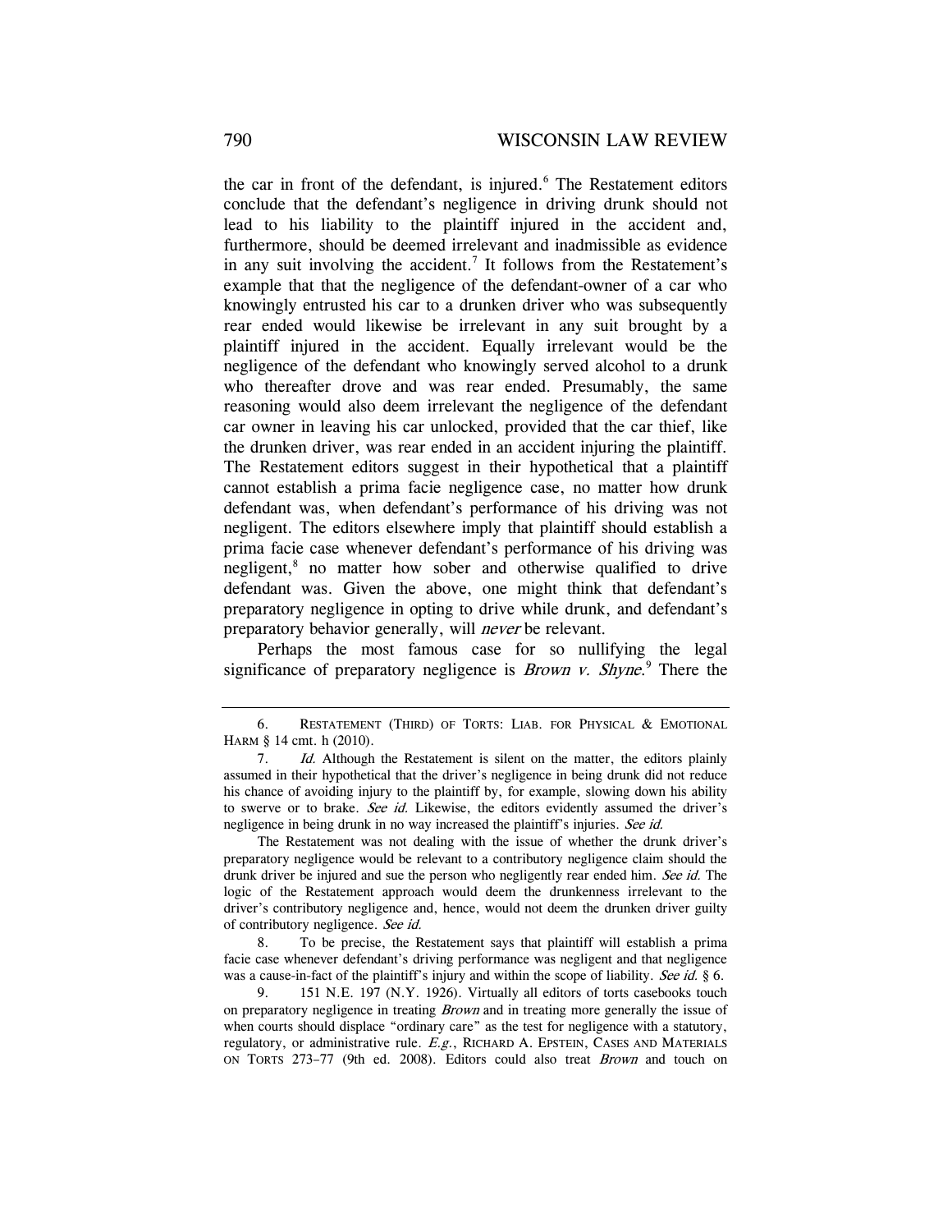the car in front of the defendant, is injured.[6] The Restatement editors conclude that the defendant's negligence in driving drunk should not lead to his liability to the plaintiff injured in the accident and, furthermore, should be deemed irrelevant and inadmissible as evidence in any suit involving the accident.[7] It follows from the Restatement's example that that the negligence of the defendant-owner of a car who knowingly entrusted his car to a drunken driver who was subsequently rear ended would likewise be irrelevant in any suit brought by a plaintiff injured in the accident. Equally irrelevant would be the negligence of the defendant who knowingly served alcohol to a drunk who thereafter drove and was rear ended. Presumably, the same reasoning would also deem irrelevant the negligence of the defendant car owner in leaving his car unlocked, provided that the car thief, like the drunken driver, was rear ended in an accident injuring the plaintiff. The Restatement editors suggest in their hypothetical that a plaintiff cannot establish a prima facie negligence case, no matter how drunk defendant was, when defendant's performance of his driving was not negligent. The editors elsewhere imply that plaintiff should establish a prima facie case whenever defendant's performance of his driving was negligent,[8] no matter how sober and otherwise qualified to drive defendant was. Given the above, one might think that defendant's preparatory negligence in opting to drive while drunk, and defendant's preparatory behavior generally, will *never* be relevant.

Perhaps the most famous case for so nullifying the legal significance of preparatory negligence is *Brown v. Shyne*.[9] There the

---

6. RESTATEMENT (THIRD) OF TORTS: LIAB. FOR PHYSICAL & EMOTIONAL HARM § 14 cmt. h (2010).

7. *Id.* Although the Restatement is silent on the matter, the editors plainly assumed in their hypothetical that the driver's negligence in being drunk did not reduce his chance of avoiding injury to the plaintiff by, for example, slowing down his ability to swerve or to brake. *See id.* Likewise, the editors evidently assumed the driver's negligence in being drunk in no way increased the plaintiff's injuries. *See id.*

The Restatement was not dealing with the issue of whether the drunk driver's preparatory negligence would be relevant to a contributory negligence claim should the drunk driver be injured and sue the person who negligently rear ended him. *See id.* The logic of the Restatement approach would deem the drunkenness irrelevant to the driver's contributory negligence and, hence, would not deem the drunken driver guilty of contributory negligence. *See id.*

8. To be precise, the Restatement says that plaintiff will establish a prima facie case whenever defendant's driving performance was negligent and that negligence was a cause-in-fact of the plaintiff's injury and within the scope of liability. *See id.* § 6.

9. 151 N.E. 197 (N.Y. 1926). Virtually all editors of torts casebooks touch on preparatory negligence in treating *Brown* and in treating more generally the issue of when courts should displace "ordinary care" as the test for negligence with a statutory, regulatory, or administrative rule. *E.g.*, RICHARD A. EPSTEIN, CASES AND MATERIALS ON TORTS 273–77 (9th ed. 2008). Editors could also treat *Brown* and touch on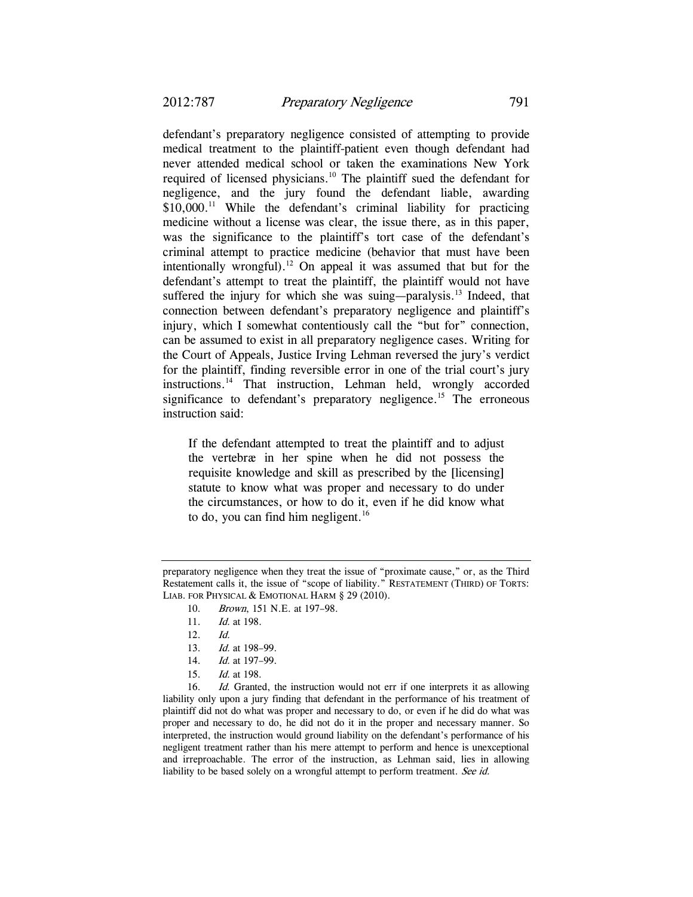defendant's preparatory negligence consisted of attempting to provide medical treatment to the plaintiff-patient even though defendant had never attended medical school or taken the examinations New York required of licensed physicians.[10] The plaintiff sued the defendant for negligence, and the jury found the defendant liable, awarding \$10,000.[11] While the defendant's criminal liability for practicing medicine without a license was clear, the issue there, as in this paper, was the significance to the plaintiff's tort case of the defendant's criminal attempt to practice medicine (behavior that must have been intentionally wrongful).[12] On appeal it was assumed that but for the defendant's attempt to treat the plaintiff, the plaintiff would not have suffered the injury for which she was suing—paralysis.[13] Indeed, that connection between defendant's preparatory negligence and plaintiff's injury, which I somewhat contentiously call the "but for" connection, can be assumed to exist in all preparatory negligence cases. Writing for the Court of Appeals, Justice Irving Lehman reversed the jury's verdict for the plaintiff, finding reversible error in one of the trial court's jury instructions.[14] That instruction, Lehman held, wrongly accorded significance to defendant's preparatory negligence.[15] The erroneous instruction said:

> If the defendant attempted to treat the plaintiff and to adjust the vertebræ in her spine when he did not possess the requisite knowledge and skill as prescribed by the [licensing] statute to know what was proper and necessary to do under the circumstances, or how to do it, even if he did know what to do, you can find him negligent.[16]

---

preparatory negligence when they treat the issue of "proximate cause," or, as the Third Restatement calls it, the issue of "scope of liability." RESTATEMENT (THIRD) OF TORTS: LIAB. FOR PHYSICAL & EMOTIONAL HARM § 29 (2010).

10. *Brown*, 151 N.E. at 197–98.

11. *Id.* at 198.

12. *Id.*

13. *Id.* at 198–99.

14. *Id.* at 197–99.

15. *Id.* at 198.

16. *Id.* Granted, the instruction would not err if one interprets it as allowing liability only upon a jury finding that defendant in the performance of his treatment of plaintiff did not do what was proper and necessary to do, or even if he did do what was proper and necessary to do, he did not do it in the proper and necessary manner. So interpreted, the instruction would ground liability on the defendant's performance of his negligent treatment rather than his mere attempt to perform and hence is unexceptional and irreproachable. The error of the instruction, as Lehman said, lies in allowing liability to be based solely on a wrongful attempt to perform treatment. *See id.*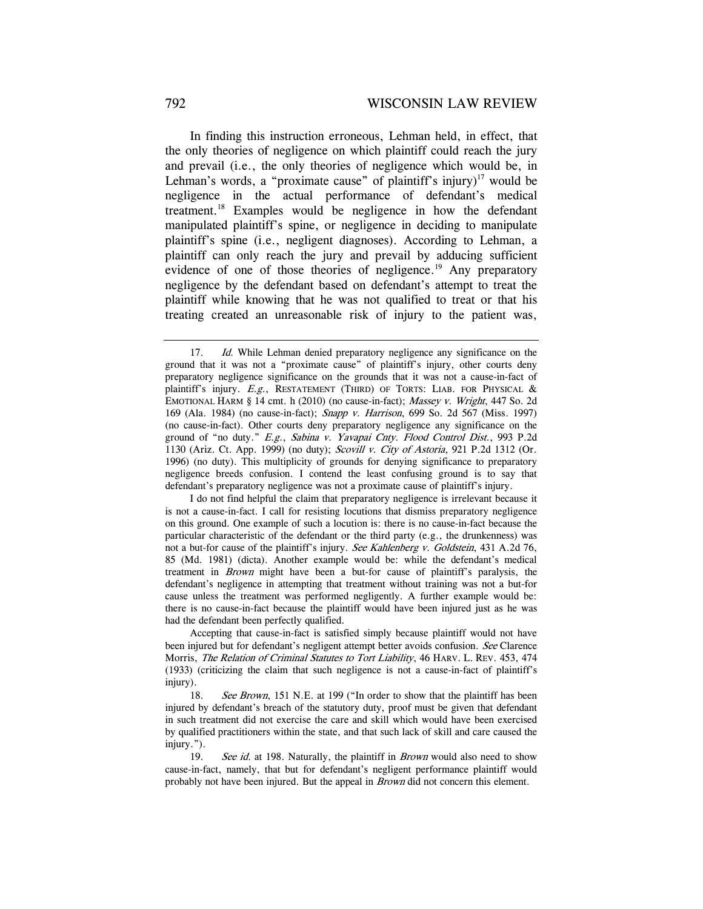In finding this instruction erroneous, Lehman held, in effect, that the only theories of negligence on which plaintiff could reach the jury and prevail (i.e., the only theories of negligence which would be, in Lehman's words, a "proximate cause" of plaintiff's injury)[17] would be negligence in the actual performance of defendant's medical treatment.[18] Examples would be negligence in how the defendant manipulated plaintiff's spine, or negligence in deciding to manipulate plaintiff's spine (i.e., negligent diagnoses). According to Lehman, a plaintiff can only reach the jury and prevail by adducing sufficient evidence of one of those theories of negligence.[19] Any preparatory negligence by the defendant based on defendant's attempt to treat the plaintiff while knowing that he was not qualified to treat or that his treating created an unreasonable risk of injury to the patient was,

---

17. *Id.* While Lehman denied preparatory negligence any significance on the ground that it was not a "proximate cause" of plaintiff's injury, other courts deny preparatory negligence significance on the grounds that it was not a cause-in-fact of plaintiff's injury. *E.g.*, RESTATEMENT (THIRD) OF TORTS: LIAB. FOR PHYSICAL & EMOTIONAL HARM § 14 cmt. h (2010) (no cause-in-fact); *Massey v. Wright*, 447 So. 2d 169 (Ala. 1984) (no cause-in-fact); *Snapp v. Harrison*, 699 So. 2d 567 (Miss. 1997) (no cause-in-fact). Other courts deny preparatory negligence any significance on the ground of "no duty." *E.g.*, *Sabina v. Yavapai Cnty. Flood Control Dist.*, 993 P.2d 1130 (Ariz. Ct. App. 1999) (no duty); *Scovill v. City of Astoria*, 921 P.2d 1312 (Or. 1996) (no duty). This multiplicity of grounds for denying significance to preparatory negligence breeds confusion. I contend the least confusing ground is to say that defendant's preparatory negligence was not a proximate cause of plaintiff's injury.

I do not find helpful the claim that preparatory negligence is irrelevant because it is not a cause-in-fact. I call for resisting locutions that dismiss preparatory negligence on this ground. One example of such a locution is: there is no cause-in-fact because the particular characteristic of the defendant or the third party (e.g., the drunkenness) was not a but-for cause of the plaintiff's injury. *See Kahlenberg v. Goldstein*, 431 A.2d 76, 85 (Md. 1981) (dicta). Another example would be: while the defendant's medical treatment in *Brown* might have been a but-for cause of plaintiff's paralysis, the defendant's negligence in attempting that treatment without training was not a but-for cause unless the treatment was performed negligently. A further example would be: there is no cause-in-fact because the plaintiff would have been injured just as he was had the defendant been perfectly qualified.

Accepting that cause-in-fact is satisfied simply because plaintiff would not have been injured but for defendant's negligent attempt better avoids confusion. *See* Clarence Morris, *The Relation of Criminal Statutes to Tort Liability*, 46 HARV. L. REV. 453, 474 (1933) (criticizing the claim that such negligence is not a cause-in-fact of plaintiff's injury).

18. *See Brown*, 151 N.E. at 199 ("In order to show that the plaintiff has been injured by defendant's breach of the statutory duty, proof must be given that defendant in such treatment did not exercise the care and skill which would have been exercised by qualified practitioners within the state, and that such lack of skill and care caused the injury.").

19. *See id.* at 198. Naturally, the plaintiff in *Brown* would also need to show cause-in-fact, namely, that but for defendant's negligent performance plaintiff would probably not have been injured. But the appeal in *Brown* did not concern this element.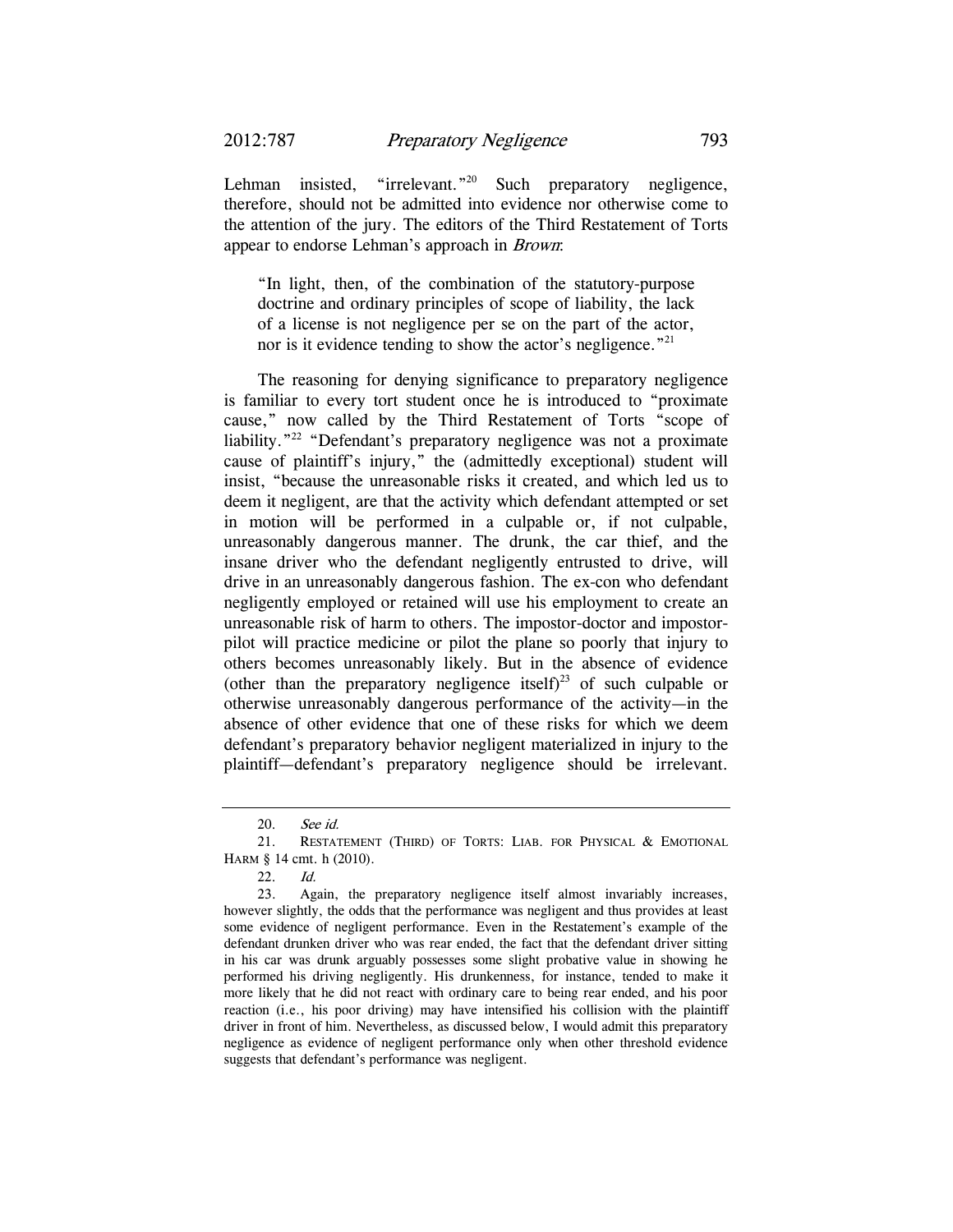Lehman insisted, "irrelevant."[20] Such preparatory negligence, therefore, should not be admitted into evidence nor otherwise come to the attention of the jury. The editors of the Third Restatement of Torts appear to endorse Lehman's approach in *Brown*:

> "In light, then, of the combination of the statutory-purpose doctrine and ordinary principles of scope of liability, the lack of a license is not negligence per se on the part of the actor, nor is it evidence tending to show the actor's negligence."[21]

The reasoning for denying significance to preparatory negligence is familiar to every tort student once he is introduced to "proximate cause," now called by the Third Restatement of Torts "scope of liability."[22] "Defendant's preparatory negligence was not a proximate cause of plaintiff's injury," the (admittedly exceptional) student will insist, "because the unreasonable risks it created, and which led us to deem it negligent, are that the activity which defendant attempted or set in motion will be performed in a culpable or, if not culpable, unreasonably dangerous manner. The drunk, the car thief, and the insane driver who the defendant negligently entrusted to drive, will drive in an unreasonably dangerous fashion. The ex-con who defendant negligently employed or retained will use his employment to create an unreasonable risk of harm to others. The impostor-doctor and impostor-pilot will practice medicine or pilot the plane so poorly that injury to others becomes unreasonably likely. But in the absence of evidence (other than the preparatory negligence itself)[23] of such culpable or otherwise unreasonably dangerous performance of the activity—in the absence of other evidence that one of these risks for which we deem defendant's preparatory behavior negligent materialized in injury to the plaintiff—defendant's preparatory negligence should be irrelevant.

---

20. *See id.*

21. RESTATEMENT (THIRD) OF TORTS: LIAB. FOR PHYSICAL & EMOTIONAL HARM § 14 cmt. h (2010).

22. *Id.*

23. Again, the preparatory negligence itself almost invariably increases, however slightly, the odds that the performance was negligent and thus provides at least some evidence of negligent performance. Even in the Restatement's example of the defendant drunken driver who was rear ended, the fact that the defendant driver sitting in his car was drunk arguably possesses some slight probative value in showing he performed his driving negligently. His drunkenness, for instance, tended to make it more likely that he did not react with ordinary care to being rear ended, and his poor reaction (i.e., his poor driving) may have intensified his collision with the plaintiff driver in front of him. Nevertheless, as discussed below, I would admit this preparatory negligence as evidence of negligent performance only when other threshold evidence suggests that defendant's performance was negligent.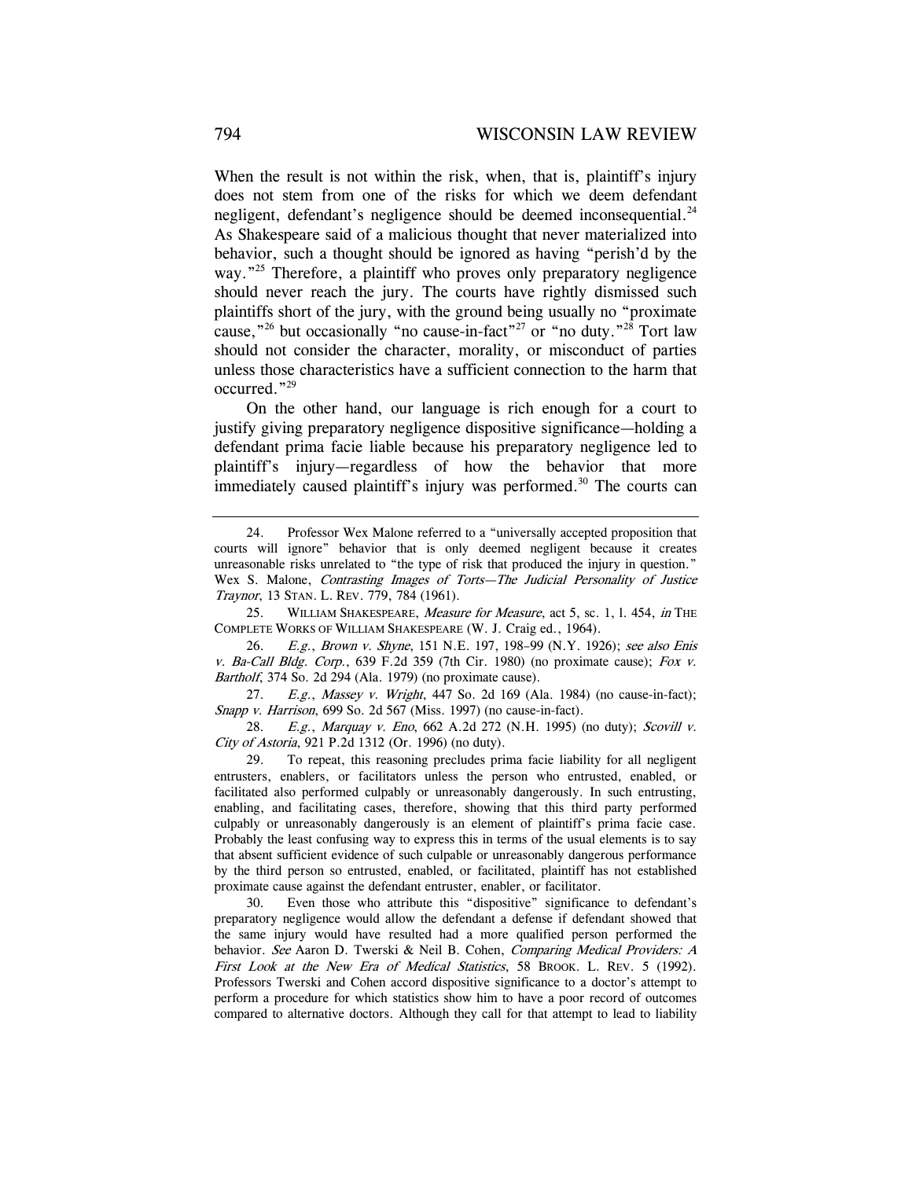When the result is not within the risk, when, that is, plaintiff's injury does not stem from one of the risks for which we deem defendant negligent, defendant's negligence should be deemed inconsequential.[24] As Shakespeare said of a malicious thought that never materialized into behavior, such a thought should be ignored as having "perish'd by the way."[25] Therefore, a plaintiff who proves only preparatory negligence should never reach the jury. The courts have rightly dismissed such plaintiffs short of the jury, with the ground being usually no "proximate cause,"[26] but occasionally "no cause-in-fact"[27] or "no duty."[28] Tort law should not consider the character, morality, or misconduct of parties unless those characteristics have a sufficient connection to the harm that occurred."[29]

On the other hand, our language is rich enough for a court to justify giving preparatory negligence dispositive significance—holding a defendant prima facie liable because his preparatory negligence led to plaintiff's injury—regardless of how the behavior that more immediately caused plaintiff's injury was performed.[30] The courts can

---

24. Professor Wex Malone referred to a "universally accepted proposition that courts will ignore" behavior that is only deemed negligent because it creates unreasonable risks unrelated to "the type of risk that produced the injury in question." Wex S. Malone, *Contrasting Images of Torts—The Judicial Personality of Justice Traynor*, 13 STAN. L. REV. 779, 784 (1961).

25. WILLIAM SHAKESPEARE, *Measure for Measure*, act 5, sc. 1, l. 454, *in* THE COMPLETE WORKS OF WILLIAM SHAKESPEARE (W. J. Craig ed., 1964).

26. *E.g.*, *Brown v. Shyne*, 151 N.E. 197, 198–99 (N.Y. 1926); *see also Enis v. Ba-Call Bldg. Corp.*, 639 F.2d 359 (7th Cir. 1980) (no proximate cause); *Fox v. Bartholf*, 374 So. 2d 294 (Ala. 1979) (no proximate cause).

27. *E.g.*, *Massey v. Wright*, 447 So. 2d 169 (Ala. 1984) (no cause-in-fact); *Snapp v. Harrison*, 699 So. 2d 567 (Miss. 1997) (no cause-in-fact).

28. *E.g.*, *Marquay v. Eno*, 662 A.2d 272 (N.H. 1995) (no duty); *Scovill v. City of Astoria*, 921 P.2d 1312 (Or. 1996) (no duty).

29. To repeat, this reasoning precludes prima facie liability for all negligent entrusters, enablers, or facilitators unless the person who entrusted, enabled, or facilitated also performed culpably or unreasonably dangerously. In such entrusting, enabling, and facilitating cases, therefore, showing that this third party performed culpably or unreasonably dangerously is an element of plaintiff's prima facie case. Probably the least confusing way to express this in terms of the usual elements is to say that absent sufficient evidence of such culpable or unreasonably dangerous performance by the third person so entrusted, enabled, or facilitated, plaintiff has not established proximate cause against the defendant entruster, enabler, or facilitator.

30. Even those who attribute this "dispositive" significance to defendant's preparatory negligence would allow the defendant a defense if defendant showed that the same injury would have resulted had a more qualified person performed the behavior. *See* Aaron D. Twerski & Neil B. Cohen, *Comparing Medical Providers: A First Look at the New Era of Medical Statistics*, 58 BROOK. L. REV. 5 (1992). Professors Twerski and Cohen accord dispositive significance to a doctor's attempt to perform a procedure for which statistics show him to have a poor record of outcomes compared to alternative doctors. Although they call for that attempt to lead to liability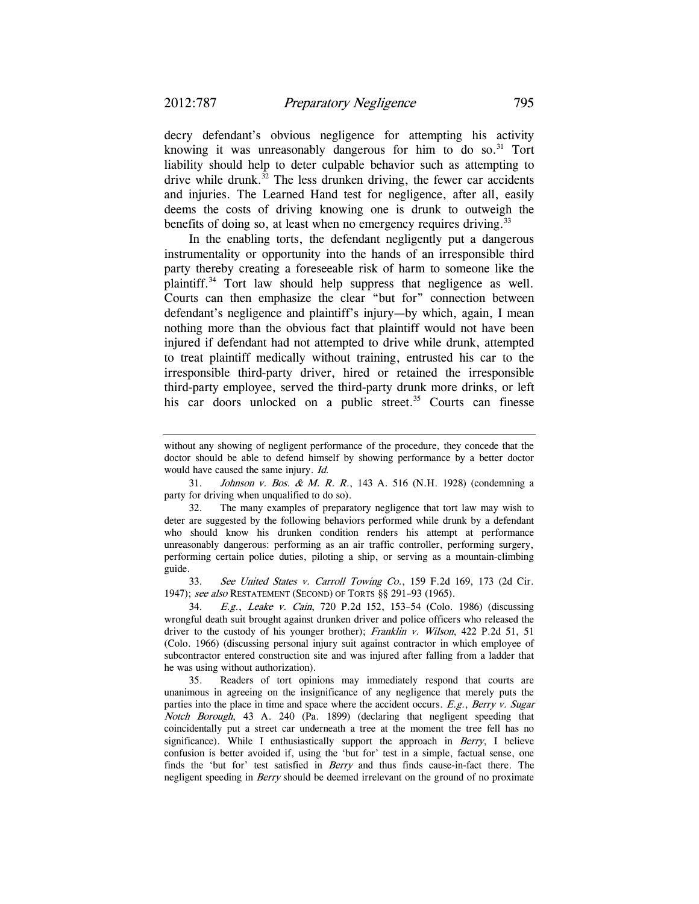decry defendant's obvious negligence for attempting his activity knowing it was unreasonably dangerous for him to do so.[31] Tort liability should help to deter culpable behavior such as attempting to drive while drunk.[32] The less drunken driving, the fewer car accidents and injuries. The Learned Hand test for negligence, after all, easily deems the costs of driving knowing one is drunk to outweigh the benefits of doing so, at least when no emergency requires driving.[33]

In the enabling torts, the defendant negligently put a dangerous instrumentality or opportunity into the hands of an irresponsible third party thereby creating a foreseeable risk of harm to someone like the plaintiff.[34] Tort law should help suppress that negligence as well. Courts can then emphasize the clear "but for" connection between defendant's negligence and plaintiff's injury—by which, again, I mean nothing more than the obvious fact that plaintiff would not have been injured if defendant had not attempted to drive while drunk, attempted to treat plaintiff medically without training, entrusted his car to the irresponsible third-party driver, hired or retained the irresponsible third-party employee, served the third-party drunk more drinks, or left his car doors unlocked on a public street.[35] Courts can finesse

---

without any showing of negligent performance of the procedure, they concede that the doctor should be able to defend himself by showing performance by a better doctor would have caused the same injury. *Id.*

31. *Johnson v. Bos. & M. R. R.*, 143 A. 516 (N.H. 1928) (condemning a party for driving when unqualified to do so).

32. The many examples of preparatory negligence that tort law may wish to deter are suggested by the following behaviors performed while drunk by a defendant who should know his drunken condition renders his attempt at performance unreasonably dangerous: performing as an air traffic controller, performing surgery, performing certain police duties, piloting a ship, or serving as a mountain-climbing guide.

33. *See United States v. Carroll Towing Co.*, 159 F.2d 169, 173 (2d Cir. 1947); *see also* RESTATEMENT (SECOND) OF TORTS §§ 291–93 (1965).

34. *E.g.*, *Leake v. Cain*, 720 P.2d 152, 153–54 (Colo. 1986) (discussing wrongful death suit brought against drunken driver and police officers who released the driver to the custody of his younger brother); *Franklin v. Wilson*, 422 P.2d 51, 51 (Colo. 1966) (discussing personal injury suit against contractor in which employee of subcontractor entered construction site and was injured after falling from a ladder that he was using without authorization).

35. Readers of tort opinions may immediately respond that courts are unanimous in agreeing on the insignificance of any negligence that merely puts the parties into the place in time and space where the accident occurs. *E.g.*, *Berry v. Sugar Notch Borough*, 43 A. 240 (Pa. 1899) (declaring that negligent speeding that coincidentally put a street car underneath a tree at the moment the tree fell has no significance). While I enthusiastically support the approach in *Berry*, I believe confusion is better avoided if, using the 'but for' test in a simple, factual sense, one finds the 'but for' test satisfied in *Berry* and thus finds cause-in-fact there. The negligent speeding in *Berry* should be deemed irrelevant on the ground of no proximate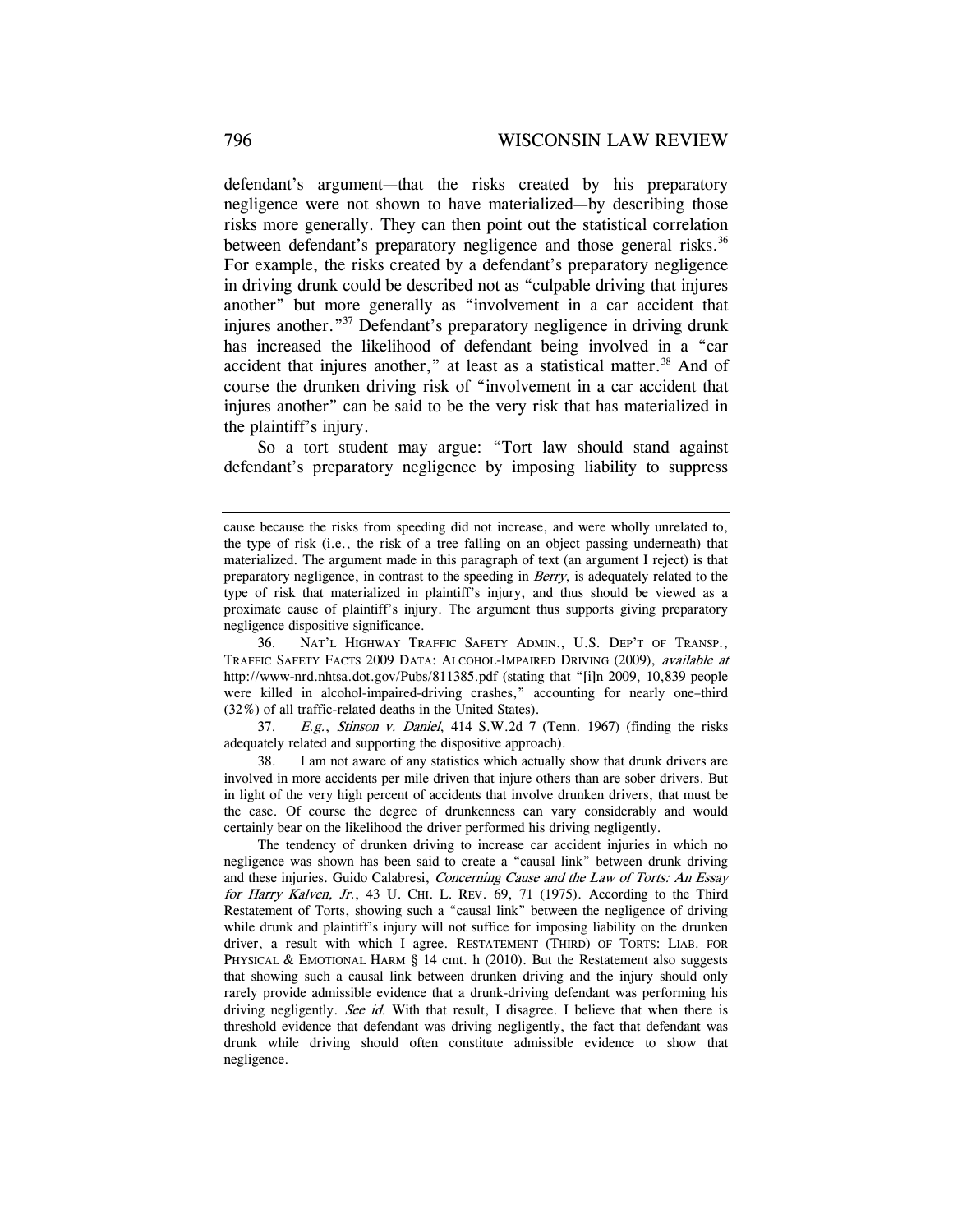defendant's argument—that the risks created by his preparatory negligence were not shown to have materialized—by describing those risks more generally. They can then point out the statistical correlation between defendant's preparatory negligence and those general risks.[36] For example, the risks created by a defendant's preparatory negligence in driving drunk could be described not as "culpable driving that injures another" but more generally as "involvement in a car accident that injures another."[37] Defendant's preparatory negligence in driving drunk has increased the likelihood of defendant being involved in a "car accident that injures another," at least as a statistical matter.[38] And of course the drunken driving risk of "involvement in a car accident that injures another" can be said to be the very risk that has materialized in the plaintiff's injury.

So a tort student may argue: "Tort law should stand against defendant's preparatory negligence by imposing liability to suppress

---

cause because the risks from speeding did not increase, and were wholly unrelated to, the type of risk (i.e., the risk of a tree falling on an object passing underneath) that materialized. The argument made in this paragraph of text (an argument I reject) is that preparatory negligence, in contrast to the speeding in *Berry*, is adequately related to the type of risk that materialized in plaintiff's injury, and thus should be viewed as a proximate cause of plaintiff's injury. The argument thus supports giving preparatory negligence dispositive significance.

36. NAT'L HIGHWAY TRAFFIC SAFETY ADMIN., U.S. DEP'T OF TRANSP., TRAFFIC SAFETY FACTS 2009 DATA: ALCOHOL-IMPAIRED DRIVING (2009), *available at* http://www-nrd.nhtsa.dot.gov/Pubs/811385.pdf (stating that "[i]n 2009, 10,839 people were killed in alcohol-impaired-driving crashes," accounting for nearly one–third (32%) of all traffic-related deaths in the United States).

37. *E.g.*, *Stinson v. Daniel*, 414 S.W.2d 7 (Tenn. 1967) (finding the risks adequately related and supporting the dispositive approach).

38. I am not aware of any statistics which actually show that drunk drivers are involved in more accidents per mile driven that injure others than are sober drivers. But in light of the very high percent of accidents that involve drunken drivers, that must be the case. Of course the degree of drunkenness can vary considerably and would certainly bear on the likelihood the driver performed his driving negligently.

The tendency of drunken driving to increase car accident injuries in which no negligence was shown has been said to create a "causal link" between drunk driving and these injuries. Guido Calabresi, *Concerning Cause and the Law of Torts: An Essay for Harry Kalven, Jr.*, 43 U. CHI. L. REV. 69, 71 (1975). According to the Third Restatement of Torts, showing such a "causal link" between the negligence of driving while drunk and plaintiff's injury will not suffice for imposing liability on the drunken driver, a result with which I agree. RESTATEMENT (THIRD) OF TORTS: LIAB. FOR PHYSICAL & EMOTIONAL HARM § 14 cmt. h (2010). But the Restatement also suggests that showing such a causal link between drunken driving and the injury should only rarely provide admissible evidence that a drunk-driving defendant was performing his driving negligently. *See id.* With that result, I disagree. I believe that when there is threshold evidence that defendant was driving negligently, the fact that defendant was drunk while driving should often constitute admissible evidence to show that negligence.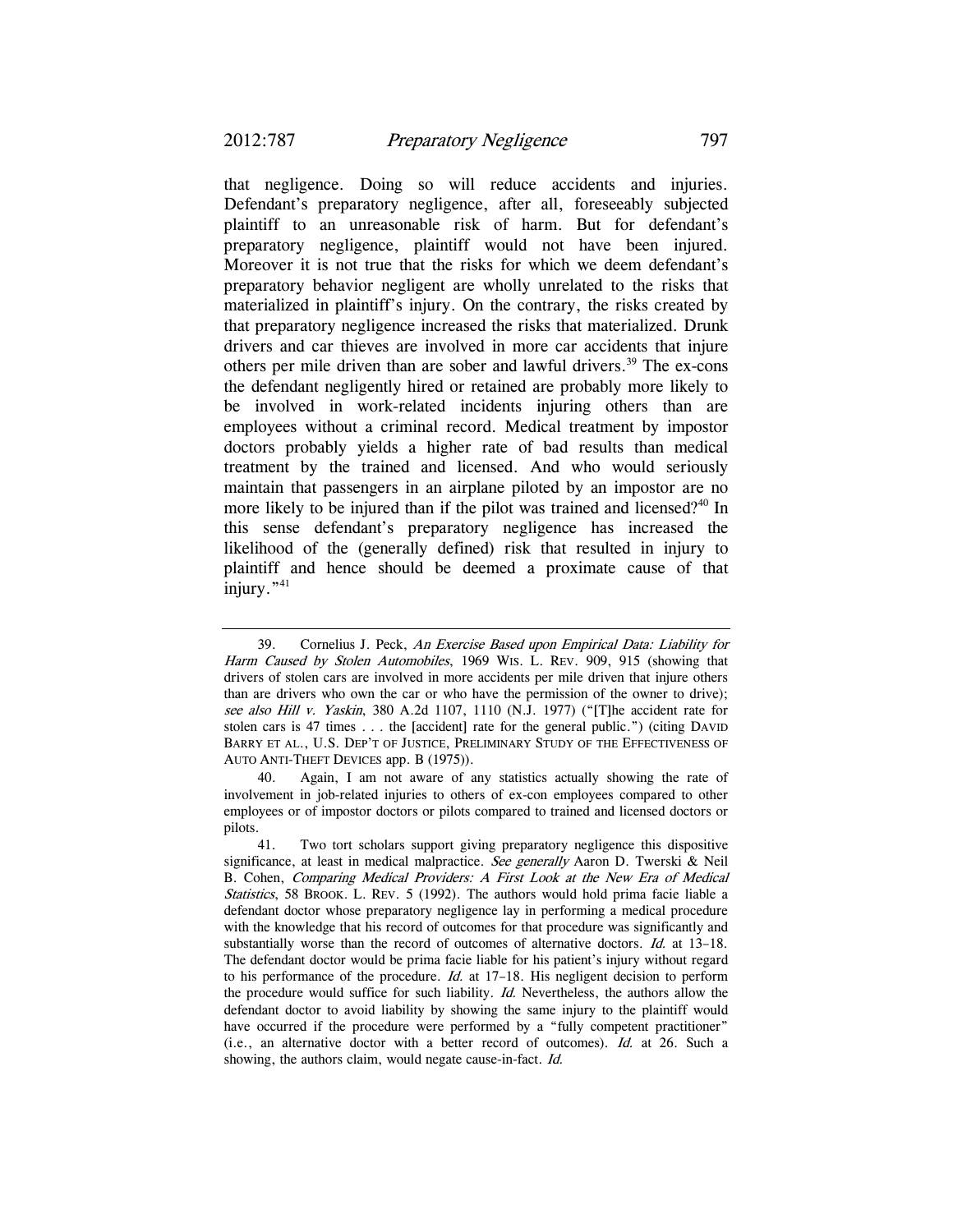that negligence. Doing so will reduce accidents and injuries. Defendant's preparatory negligence, after all, foreseeably subjected plaintiff to an unreasonable risk of harm. But for defendant's preparatory negligence, plaintiff would not have been injured. Moreover it is not true that the risks for which we deem defendant's preparatory behavior negligent are wholly unrelated to the risks that materialized in plaintiff's injury. On the contrary, the risks created by that preparatory negligence increased the risks that materialized. Drunk drivers and car thieves are involved in more car accidents that injure others per mile driven than are sober and lawful drivers.[39] The ex-cons the defendant negligently hired or retained are probably more likely to be involved in work-related incidents injuring others than are employees without a criminal record. Medical treatment by impostor doctors probably yields a higher rate of bad results than medical treatment by the trained and licensed. And who would seriously maintain that passengers in an airplane piloted by an impostor are no more likely to be injured than if the pilot was trained and licensed?[40] In this sense defendant's preparatory negligence has increased the likelihood of the (generally defined) risk that resulted in injury to plaintiff and hence should be deemed a proximate cause of that injury."[41]

---

39. Cornelius J. Peck, *An Exercise Based upon Empirical Data: Liability for Harm Caused by Stolen Automobiles*, 1969 WIS. L. REV. 909, 915 (showing that drivers of stolen cars are involved in more accidents per mile driven that injure others than are drivers who own the car or who have the permission of the owner to drive); *see also Hill v. Yaskin*, 380 A.2d 1107, 1110 (N.J. 1977) ("[T]he accident rate for stolen cars is 47 times . . . the [accident] rate for the general public.") (citing DAVID BARRY ET AL., U.S. DEP'T OF JUSTICE, PRELIMINARY STUDY OF THE EFFECTIVENESS OF AUTO ANTI-THEFT DEVICES app. B (1975)).

40. Again, I am not aware of any statistics actually showing the rate of involvement in job-related injuries to others of ex-con employees compared to other employees or of impostor doctors or pilots compared to trained and licensed doctors or pilots.

41. Two tort scholars support giving preparatory negligence this dispositive significance, at least in medical malpractice. *See generally* Aaron D. Twerski & Neil B. Cohen, *Comparing Medical Providers: A First Look at the New Era of Medical Statistics*, 58 BROOK. L. REV. 5 (1992). The authors would hold prima facie liable a defendant doctor whose preparatory negligence lay in performing a medical procedure with the knowledge that his record of outcomes for that procedure was significantly and substantially worse than the record of outcomes of alternative doctors. *Id.* at 13–18. The defendant doctor would be prima facie liable for his patient's injury without regard to his performance of the procedure. *Id.* at 17–18. His negligent decision to perform the procedure would suffice for such liability. *Id.* Nevertheless, the authors allow the defendant doctor to avoid liability by showing the same injury to the plaintiff would have occurred if the procedure were performed by a "fully competent practitioner" (i.e., an alternative doctor with a better record of outcomes). *Id.* at 26. Such a showing, the authors claim, would negate cause-in-fact. *Id.*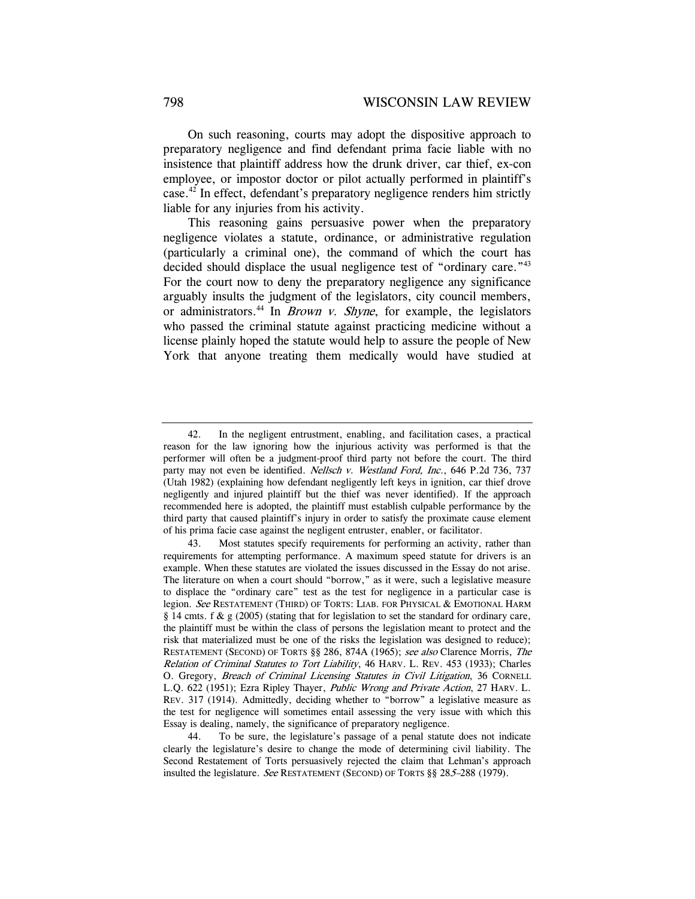On such reasoning, courts may adopt the dispositive approach to preparatory negligence and find defendant prima facie liable with no insistence that plaintiff address how the drunk driver, car thief, ex-con employee, or impostor doctor or pilot actually performed in plaintiff's case.[42] In effect, defendant's preparatory negligence renders him strictly liable for any injuries from his activity.

This reasoning gains persuasive power when the preparatory negligence violates a statute, ordinance, or administrative regulation (particularly a criminal one), the command of which the court has decided should displace the usual negligence test of "ordinary care."[43] For the court now to deny the preparatory negligence any significance arguably insults the judgment of the legislators, city council members, or administrators.[44] In *Brown v. Shyne*, for example, the legislators who passed the criminal statute against practicing medicine without a license plainly hoped the statute would help to assure the people of New York that anyone treating them medically would have studied at

---

42. In the negligent entrustment, enabling, and facilitation cases, a practical reason for the law ignoring how the injurious activity was performed is that the performer will often be a judgment-proof third party not before the court. The third party may not even be identified. *Nellsch v. Westland Ford, Inc.*, 646 P.2d 736, 737 (Utah 1982) (explaining how defendant negligently left keys in ignition, car thief drove negligently and injured plaintiff but the thief was never identified). If the approach recommended here is adopted, the plaintiff must establish culpable performance by the third party that caused plaintiff's injury in order to satisfy the proximate cause element of his prima facie case against the negligent entruster, enabler, or facilitator.

43. Most statutes specify requirements for performing an activity, rather than requirements for attempting performance. A maximum speed statute for drivers is an example. When these statutes are violated the issues discussed in the Essay do not arise. The literature on when a court should "borrow," as it were, such a legislative measure to displace the "ordinary care" test as the test for negligence in a particular case is legion. *See* RESTATEMENT (THIRD) OF TORTS: LIAB. FOR PHYSICAL & EMOTIONAL HARM § 14 cmts. f & g (2005) (stating that for legislation to set the standard for ordinary care, the plaintiff must be within the class of persons the legislation meant to protect and the risk that materialized must be one of the risks the legislation was designed to reduce); RESTATEMENT (SECOND) OF TORTS §§ 286, 874A (1965); *see also* Clarence Morris, *The Relation of Criminal Statutes to Tort Liability*, 46 HARV. L. REV. 453 (1933); Charles O. Gregory, *Breach of Criminal Licensing Statutes in Civil Litigation*, 36 CORNELL L.Q. 622 (1951); Ezra Ripley Thayer, *Public Wrong and Private Action*, 27 HARV. L. REV. 317 (1914). Admittedly, deciding whether to "borrow" a legislative measure as the test for negligence will sometimes entail assessing the very issue with which this Essay is dealing, namely, the significance of preparatory negligence.

44. To be sure, the legislature's passage of a penal statute does not indicate clearly the legislature's desire to change the mode of determining civil liability. The Second Restatement of Torts persuasively rejected the claim that Lehman's approach insulted the legislature. *See* RESTATEMENT (SECOND) OF TORTS §§ 285–288 (1979).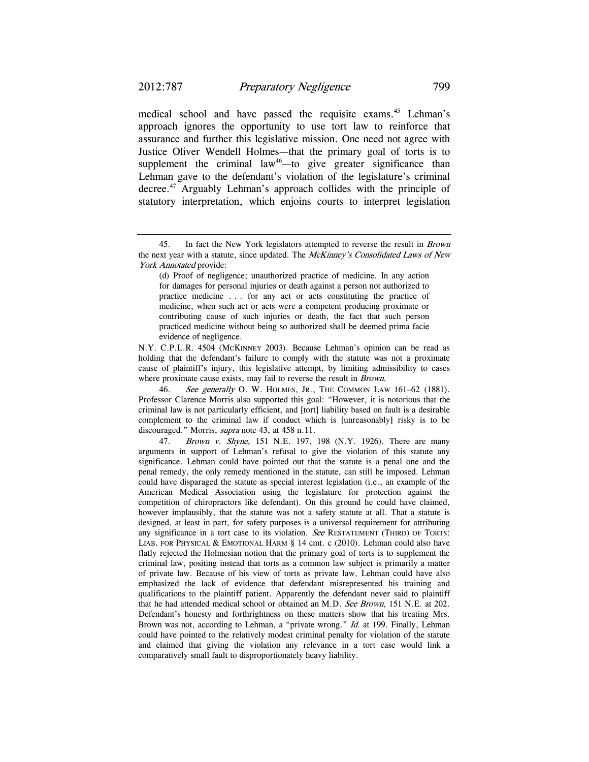medical school and have passed the requisite exams.[45] Lehman's approach ignores the opportunity to use tort law to reinforce that assurance and further this legislative mission. One need not agree with Justice Oliver Wendell Holmes—that the primary goal of torts is to supplement the criminal law[46]—to give greater significance than Lehman gave to the defendant's violation of the legislature's criminal decree.[47] Arguably Lehman's approach collides with the principle of statutory interpretation, which enjoins courts to interpret legislation

---

45. In fact the New York legislators attempted to reverse the result in *Brown* the next year with a statute, since updated. The *McKinney's Consolidated Laws of New York Annotated* provide:

> (d) Proof of negligence; unauthorized practice of medicine. In any action for damages for personal injuries or death against a person not authorized to practice medicine . . . for any act or acts constituting the practice of medicine, when such act or acts were a competent producing proximate or contributing cause of such injuries or death, the fact that such person practiced medicine without being so authorized shall be deemed prima facie evidence of negligence.

N.Y. C.P.L.R. 4504 (McKinney 2003). Because Lehman's opinion can be read as holding that the defendant's failure to comply with the statute was not a proximate cause of plaintiff's injury, this legislative attempt, by limiting admissibility to cases where proximate cause exists, may fail to reverse the result in *Brown*.

46. *See generally* O. W. Holmes, Jr., The Common Law 161–62 (1881). Professor Clarence Morris also supported this goal: "However, it is notorious that the criminal law is not particularly efficient, and [tort] liability based on fault is a desirable complement to the criminal law if conduct which is [unreasonably] risky is to be discouraged." Morris, *supra* note 43, at 458 n.11.

47. *Brown v. Shyne*, 151 N.E. 197, 198 (N.Y. 1926). There are many arguments in support of Lehman's refusal to give the violation of this statute any significance. Lehman could have pointed out that the statute is a penal one and the penal remedy, the only remedy mentioned in the statute, can still be imposed. Lehman could have disparaged the statute as special interest legislation (i.e., an example of the American Medical Association using the legislature for protection against the competition of chiropractors like defendant). On this ground he could have claimed, however implausibly, that the statute was not a safety statute at all. That a statute is designed, at least in part, for safety purposes is a universal requirement for attributing any significance in a tort case to its violation. *See* Restatement (Third) of Torts: Liab. for Physical & Emotional Harm § 14 cmt. c (2010). Lehman could also have flatly rejected the Holmesian notion that the primary goal of torts is to supplement the criminal law, positing instead that torts as a common law subject is primarily a matter of private law. Because of his view of torts as private law, Lehman could have also emphasized the lack of evidence that defendant misrepresented his training and qualifications to the plaintiff patient. Apparently the defendant never said to plaintiff that he had attended medical school or obtained an M.D. *See Brown*, 151 N.E. at 202. Defendant's honesty and forthrightness on these matters show that his treating Mrs. Brown was not, according to Lehman, a "private wrong." *Id.* at 199. Finally, Lehman could have pointed to the relatively modest criminal penalty for violation of the statute and claimed that giving the violation any relevance in a tort case would link a comparatively small fault to disproportionately heavy liability.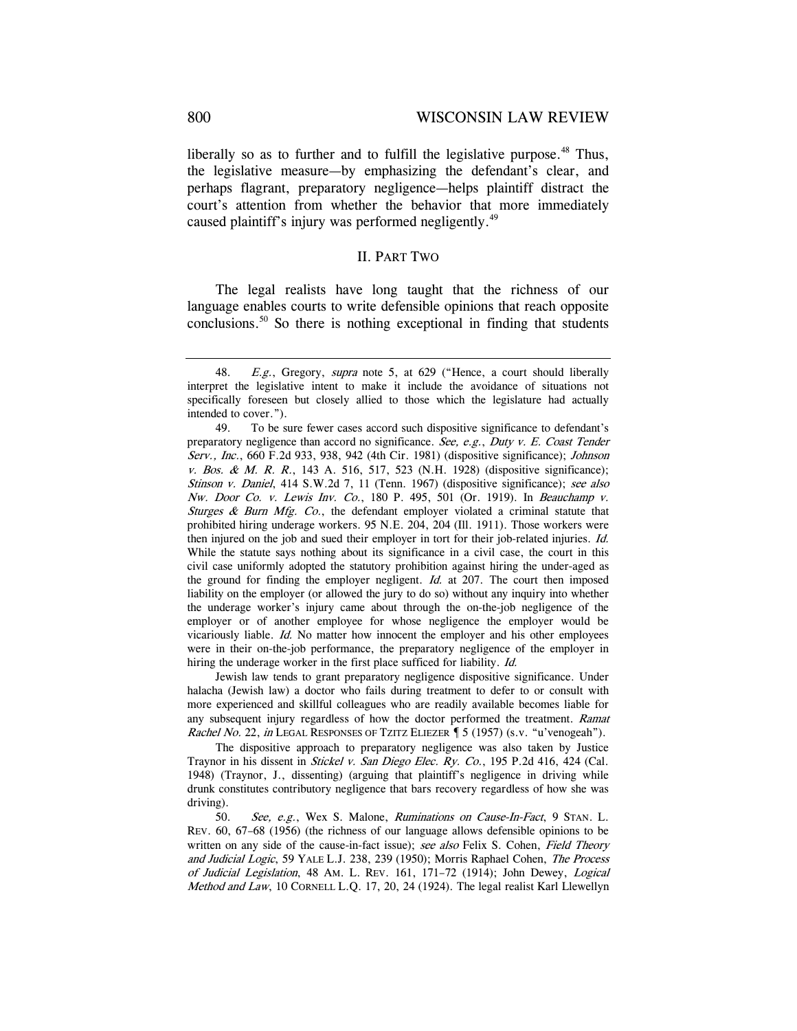liberally so as to further and to fulfill the legislative purpose.[48] Thus, the legislative measure—by emphasizing the defendant's clear, and perhaps flagrant, preparatory negligence—helps plaintiff distract the court's attention from whether the behavior that more immediately caused plaintiff's injury was performed negligently.[49]

## II. PART TWO

The legal realists have long taught that the richness of our language enables courts to write defensible opinions that reach opposite conclusions.[50] So there is nothing exceptional in finding that students

---

48. *E.g.*, Gregory, *supra* note 5, at 629 ("Hence, a court should liberally interpret the legislative intent to make it include the avoidance of situations not specifically foreseen but closely allied to those which the legislature had actually intended to cover.").

49. To be sure fewer cases accord such dispositive significance to defendant's preparatory negligence than accord no significance. *See, e.g.*, *Duty v. E. Coast Tender Serv., Inc.*, 660 F.2d 933, 938, 942 (4th Cir. 1981) (dispositive significance); *Johnson v. Bos. & M. R. R.*, 143 A. 516, 517, 523 (N.H. 1928) (dispositive significance); *Stinson v. Daniel*, 414 S.W.2d 7, 11 (Tenn. 1967) (dispositive significance); *see also Nw. Door Co. v. Lewis Inv. Co.*, 180 P. 495, 501 (Or. 1919). In *Beauchamp v. Sturges & Burn Mfg. Co.*, the defendant employer violated a criminal statute that prohibited hiring underage workers. 95 N.E. 204, 204 (Ill. 1911). Those workers were then injured on the job and sued their employer in tort for their job-related injuries. *Id.* While the statute says nothing about its significance in a civil case, the court in this civil case uniformly adopted the statutory prohibition against hiring the under-aged as the ground for finding the employer negligent. *Id.* at 207. The court then imposed liability on the employer (or allowed the jury to do so) without any inquiry into whether the underage worker's injury came about through the on-the-job negligence of the employer or of another employee for whose negligence the employer would be vicariously liable. *Id.* No matter how innocent the employer and his other employees were in their on-the-job performance, the preparatory negligence of the employer in hiring the underage worker in the first place sufficed for liability. *Id.*

Jewish law tends to grant preparatory negligence dispositive significance. Under halacha (Jewish law) a doctor who fails during treatment to defer to or consult with more experienced and skillful colleagues who are readily available becomes liable for any subsequent injury regardless of how the doctor performed the treatment. *Ramat Rachel No.* 22, *in* LEGAL RESPONSES OF TZITZ ELIEZER ¶ 5 (1957) (s.v. "u'venogeah").

The dispositive approach to preparatory negligence was also taken by Justice Traynor in his dissent in *Stickel v. San Diego Elec. Ry. Co.*, 195 P.2d 416, 424 (Cal. 1948) (Traynor, J., dissenting) (arguing that plaintiff's negligence in driving while drunk constitutes contributory negligence that bars recovery regardless of how she was driving).

50. *See, e.g.*, Wex S. Malone, *Ruminations on Cause-In-Fact*, 9 STAN. L. REV. 60, 67–68 (1956) (the richness of our language allows defensible opinions to be written on any side of the cause-in-fact issue); *see also* Felix S. Cohen, *Field Theory and Judicial Logic*, 59 YALE L.J. 238, 239 (1950); Morris Raphael Cohen, *The Process of Judicial Legislation*, 48 AM. L. REV. 161, 171–72 (1914); John Dewey, *Logical Method and Law*, 10 CORNELL L.Q. 17, 20, 24 (1924). The legal realist Karl Llewellyn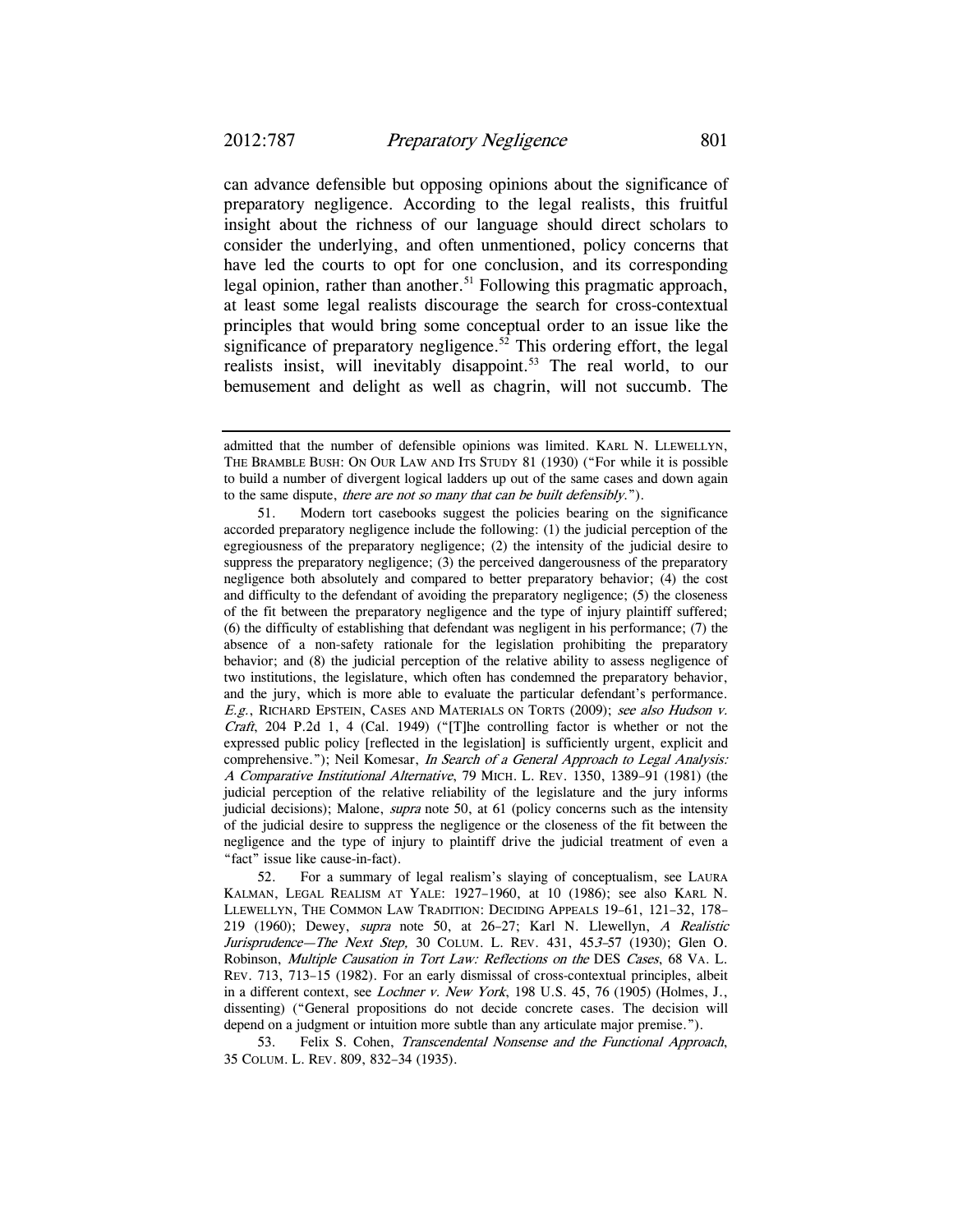can advance defensible but opposing opinions about the significance of preparatory negligence. According to the legal realists, this fruitful insight about the richness of our language should direct scholars to consider the underlying, and often unmentioned, policy concerns that have led the courts to opt for one conclusion, and its corresponding legal opinion, rather than another.[51] Following this pragmatic approach, at least some legal realists discourage the search for cross-contextual principles that would bring some conceptual order to an issue like the significance of preparatory negligence.[52] This ordering effort, the legal realists insist, will inevitably disappoint.[53] The real world, to our bemusement and delight as well as chagrin, will not succumb. The

---

admitted that the number of defensible opinions was limited. KARL N. LLEWELLYN, THE BRAMBLE BUSH: ON OUR LAW AND ITS STUDY 81 (1930) ("For while it is possible to build a number of divergent logical ladders up out of the same cases and down again to the same dispute, *there are not so many that can be built defensibly.*").

51. Modern tort casebooks suggest the policies bearing on the significance accorded preparatory negligence include the following: (1) the judicial perception of the egregiousness of the preparatory negligence; (2) the intensity of the judicial desire to suppress the preparatory negligence; (3) the perceived dangerousness of the preparatory negligence both absolutely and compared to better preparatory behavior; (4) the cost and difficulty to the defendant of avoiding the preparatory negligence; (5) the closeness of the fit between the preparatory negligence and the type of injury plaintiff suffered; (6) the difficulty of establishing that defendant was negligent in his performance; (7) the absence of a non-safety rationale for the legislation prohibiting the preparatory behavior; and (8) the judicial perception of the relative ability to assess negligence of two institutions, the legislature, which often has condemned the preparatory behavior, and the jury, which is more able to evaluate the particular defendant's performance. *E.g.*, RICHARD EPSTEIN, CASES AND MATERIALS ON TORTS (2009); *see also Hudson v. Craft*, 204 P.2d 1, 4 (Cal. 1949) ("[T]he controlling factor is whether or not the expressed public policy [reflected in the legislation] is sufficiently urgent, explicit and comprehensive."); Neil Komesar, *In Search of a General Approach to Legal Analysis: A Comparative Institutional Alternative*, 79 MICH. L. REV. 1350, 1389–91 (1981) (the judicial perception of the relative reliability of the legislature and the jury informs judicial decisions); Malone, *supra* note 50, at 61 (policy concerns such as the intensity of the judicial desire to suppress the negligence or the closeness of the fit between the negligence and the type of injury to plaintiff drive the judicial treatment of even a "fact" issue like cause-in-fact).

52. For a summary of legal realism's slaying of conceptualism, see LAURA KALMAN, LEGAL REALISM AT YALE: 1927–1960, at 10 (1986); see also KARL N. LLEWELLYN, THE COMMON LAW TRADITION: DECIDING APPEALS 19–61, 121–32, 178–219 (1960); Dewey, *supra* note 50, at 26–27; Karl N. Llewellyn, *A Realistic Jurisprudence—The Next Step,* 30 COLUM. L. REV. 431, 453–57 (1930); Glen O. Robinson, *Multiple Causation in Tort Law: Reflections on the* DES *Cases*, 68 VA. L. REV. 713, 713–15 (1982). For an early dismissal of cross-contextual principles, albeit in a different context, see *Lochner v. New York*, 198 U.S. 45, 76 (1905) (Holmes, J., dissenting) ("General propositions do not decide concrete cases. The decision will depend on a judgment or intuition more subtle than any articulate major premise.").

53. Felix S. Cohen, *Transcendental Nonsense and the Functional Approach*, 35 COLUM. L. REV. 809, 832–34 (1935).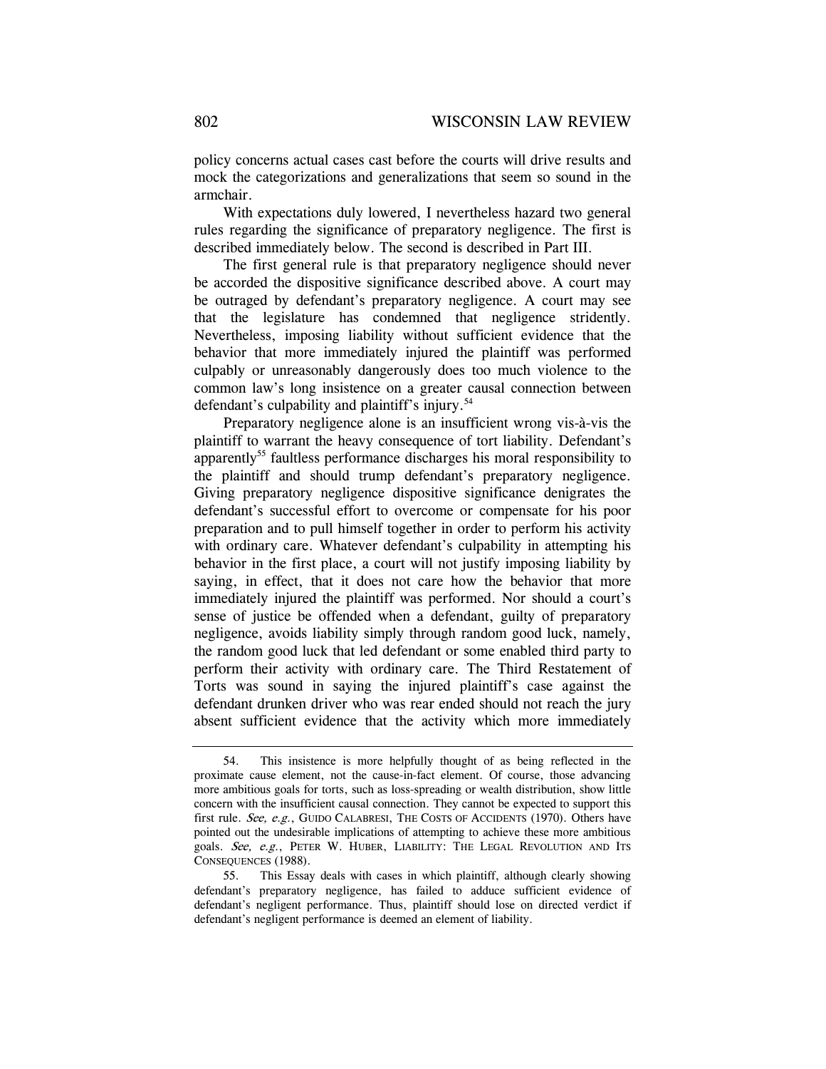policy concerns actual cases cast before the courts will drive results and mock the categorizations and generalizations that seem so sound in the armchair.

With expectations duly lowered, I nevertheless hazard two general rules regarding the significance of preparatory negligence. The first is described immediately below. The second is described in Part III.

The first general rule is that preparatory negligence should never be accorded the dispositive significance described above. A court may be outraged by defendant's preparatory negligence. A court may see that the legislature has condemned that negligence stridently. Nevertheless, imposing liability without sufficient evidence that the behavior that more immediately injured the plaintiff was performed culpably or unreasonably dangerously does too much violence to the common law's long insistence on a greater causal connection between defendant's culpability and plaintiff's injury.[54]

Preparatory negligence alone is an insufficient wrong vis-à-vis the plaintiff to warrant the heavy consequence of tort liability. Defendant's apparently[55] faultless performance discharges his moral responsibility to the plaintiff and should trump defendant's preparatory negligence. Giving preparatory negligence dispositive significance denigrates the defendant's successful effort to overcome or compensate for his poor preparation and to pull himself together in order to perform his activity with ordinary care. Whatever defendant's culpability in attempting his behavior in the first place, a court will not justify imposing liability by saying, in effect, that it does not care how the behavior that more immediately injured the plaintiff was performed. Nor should a court's sense of justice be offended when a defendant, guilty of preparatory negligence, avoids liability simply through random good luck, namely, the random good luck that led defendant or some enabled third party to perform their activity with ordinary care. The Third Restatement of Torts was sound in saying the injured plaintiff's case against the defendant drunken driver who was rear ended should not reach the jury absent sufficient evidence that the activity which more immediately

---

54. This insistence is more helpfully thought of as being reflected in the proximate cause element, not the cause-in-fact element. Of course, those advancing more ambitious goals for torts, such as loss-spreading or wealth distribution, show little concern with the insufficient causal connection. They cannot be expected to support this first rule. *See, e.g.*, GUIDO CALABRESI, THE COSTS OF ACCIDENTS (1970). Others have pointed out the undesirable implications of attempting to achieve these more ambitious goals. *See, e.g.*, PETER W. HUBER, LIABILITY: THE LEGAL REVOLUTION AND ITS CONSEQUENCES (1988).

55. This Essay deals with cases in which plaintiff, although clearly showing defendant's preparatory negligence, has failed to adduce sufficient evidence of defendant's negligent performance. Thus, plaintiff should lose on directed verdict if defendant's negligent performance is deemed an element of liability.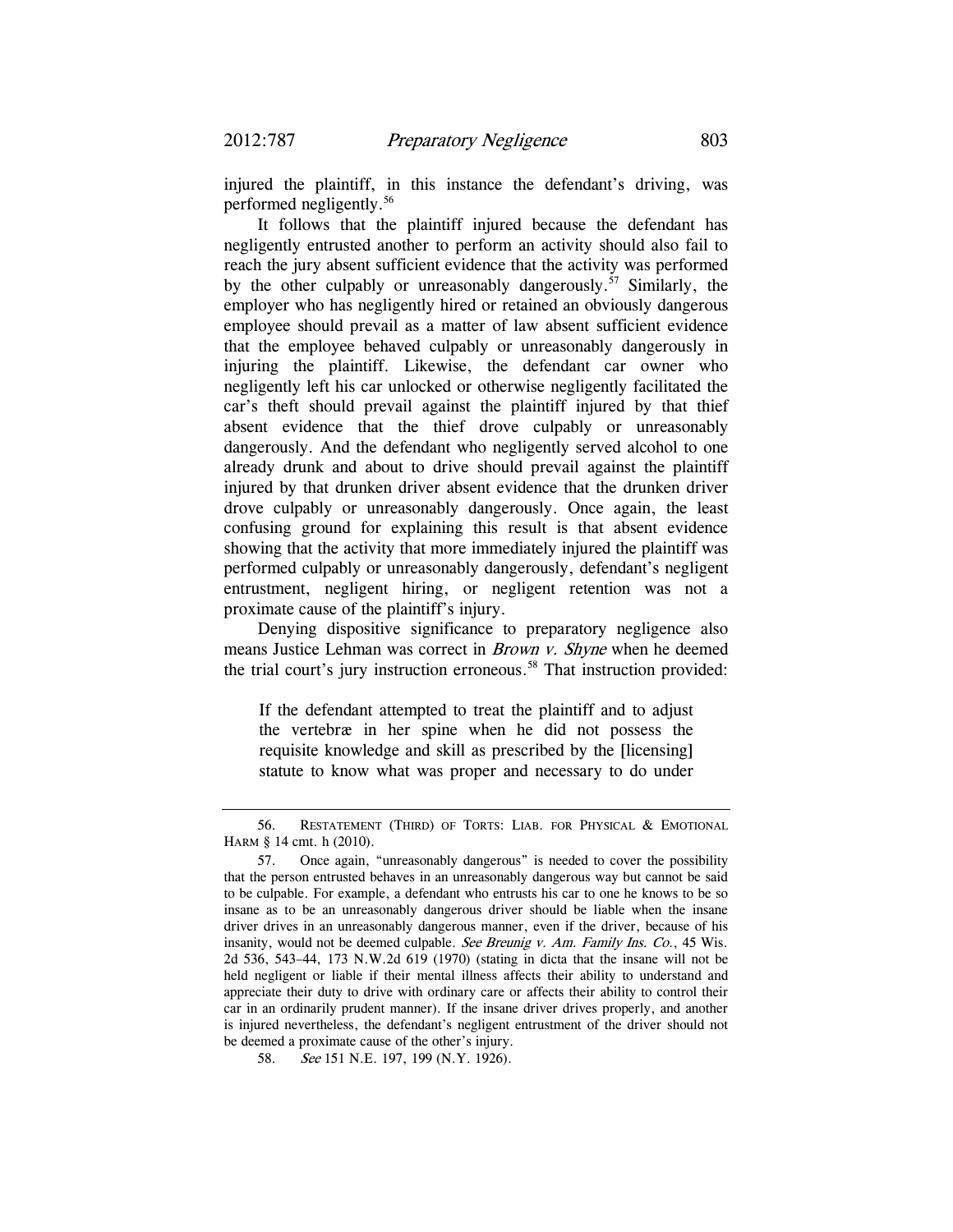injured the plaintiff, in this instance the defendant's driving, was performed negligently.[56]

It follows that the plaintiff injured because the defendant has negligently entrusted another to perform an activity should also fail to reach the jury absent sufficient evidence that the activity was performed by the other culpably or unreasonably dangerously.[57] Similarly, the employer who has negligently hired or retained an obviously dangerous employee should prevail as a matter of law absent sufficient evidence that the employee behaved culpably or unreasonably dangerously in injuring the plaintiff. Likewise, the defendant car owner who negligently left his car unlocked or otherwise negligently facilitated the car's theft should prevail against the plaintiff injured by that thief absent evidence that the thief drove culpably or unreasonably dangerously. And the defendant who negligently served alcohol to one already drunk and about to drive should prevail against the plaintiff injured by that drunken driver absent evidence that the drunken driver drove culpably or unreasonably dangerously. Once again, the least confusing ground for explaining this result is that absent evidence showing that the activity that more immediately injured the plaintiff was performed culpably or unreasonably dangerously, defendant's negligent entrustment, negligent hiring, or negligent retention was not a proximate cause of the plaintiff's injury.

Denying dispositive significance to preparatory negligence also means Justice Lehman was correct in *Brown v. Shyne* when he deemed the trial court's jury instruction erroneous.[58] That instruction provided:

> If the defendant attempted to treat the plaintiff and to adjust the vertebræ in her spine when he did not possess the requisite knowledge and skill as prescribed by the [licensing] statute to know what was proper and necessary to do under

---

56. RESTATEMENT (THIRD) OF TORTS: LIAB. FOR PHYSICAL & EMOTIONAL HARM § 14 cmt. h (2010).

57. Once again, "unreasonably dangerous" is needed to cover the possibility that the person entrusted behaves in an unreasonably dangerous way but cannot be said to be culpable. For example, a defendant who entrusts his car to one he knows to be so insane as to be an unreasonably dangerous driver should be liable when the insane driver drives in an unreasonably dangerous manner, even if the driver, because of his insanity, would not be deemed culpable. *See Breunig v. Am. Family Ins. Co.*, 45 Wis. 2d 536, 543–44, 173 N.W.2d 619 (1970) (stating in dicta that the insane will not be held negligent or liable if their mental illness affects their ability to understand and appreciate their duty to drive with ordinary care or affects their ability to control their car in an ordinarily prudent manner). If the insane driver drives properly, and another is injured nevertheless, the defendant's negligent entrustment of the driver should not be deemed a proximate cause of the other's injury.

58. *See* 151 N.E. 197, 199 (N.Y. 1926).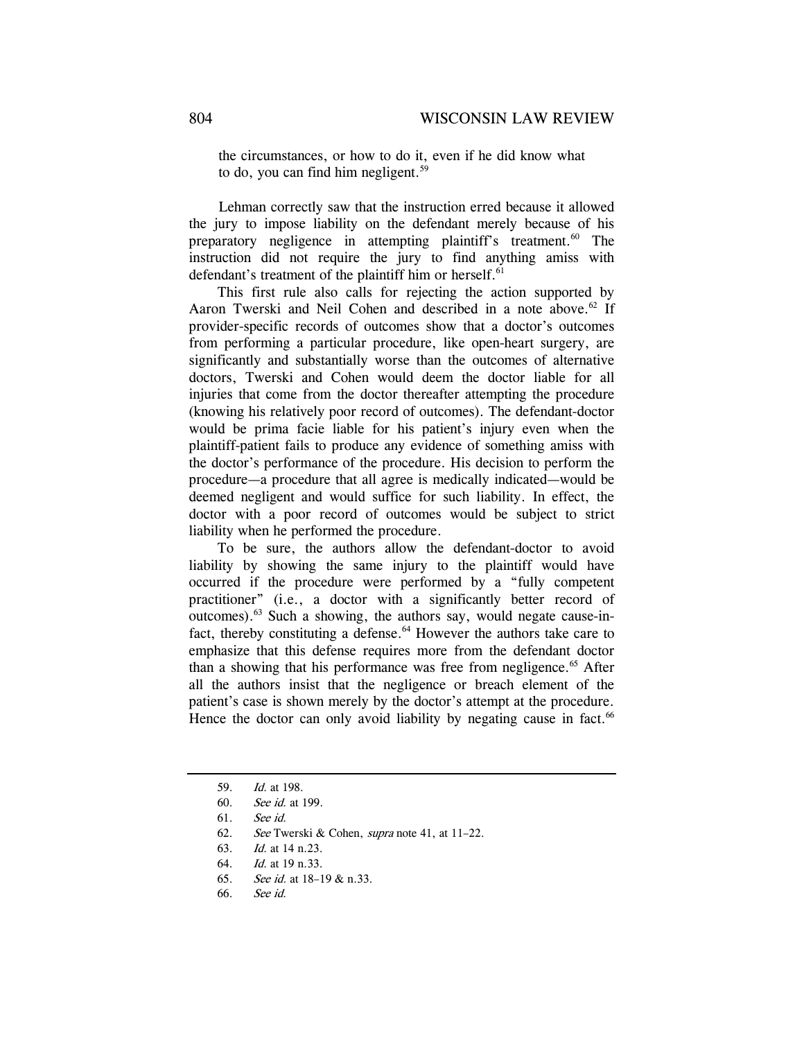the circumstances, or how to do it, even if he did know what to do, you can find him negligent.[59]

Lehman correctly saw that the instruction erred because it allowed the jury to impose liability on the defendant merely because of his preparatory negligence in attempting plaintiff's treatment.[60] The instruction did not require the jury to find anything amiss with defendant's treatment of the plaintiff him or herself.[61]

This first rule also calls for rejecting the action supported by Aaron Twerski and Neil Cohen and described in a note above.[62] If provider-specific records of outcomes show that a doctor's outcomes from performing a particular procedure, like open-heart surgery, are significantly and substantially worse than the outcomes of alternative doctors, Twerski and Cohen would deem the doctor liable for all injuries that come from the doctor thereafter attempting the procedure (knowing his relatively poor record of outcomes). The defendant-doctor would be prima facie liable for his patient's injury even when the plaintiff-patient fails to produce any evidence of something amiss with the doctor's performance of the procedure. His decision to perform the procedure—a procedure that all agree is medically indicated—would be deemed negligent and would suffice for such liability. In effect, the doctor with a poor record of outcomes would be subject to strict liability when he performed the procedure.

To be sure, the authors allow the defendant-doctor to avoid liability by showing the same injury to the plaintiff would have occurred if the procedure were performed by a "fully competent practitioner" (i.e., a doctor with a significantly better record of outcomes).[63] Such a showing, the authors say, would negate cause-in-fact, thereby constituting a defense.[64] However the authors take care to emphasize that this defense requires more from the defendant doctor than a showing that his performance was free from negligence.[65] After all the authors insist that the negligence or breach element of the patient's case is shown merely by the doctor's attempt at the procedure. Hence the doctor can only avoid liability by negating cause in fact.[66]

---

59. *Id.* at 198.
60. *See id.* at 199.
61. *See id.*
62. *See* Twerski & Cohen, *supra* note 41, at 11–22.
63. *Id.* at 14 n.23.
64. *Id.* at 19 n.33.
65. *See id.* at 18–19 & n.33.
66. *See id.*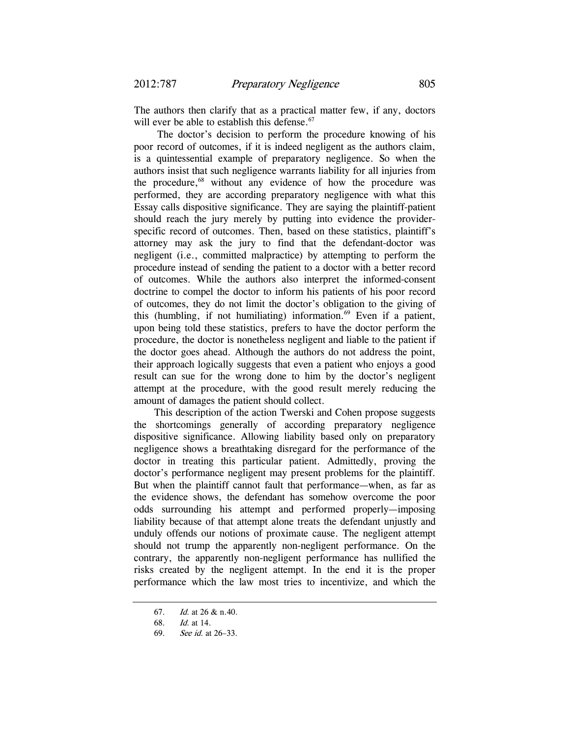The authors then clarify that as a practical matter few, if any, doctors will ever be able to establish this defense.[67]

The doctor's decision to perform the procedure knowing of his poor record of outcomes, if it is indeed negligent as the authors claim, is a quintessential example of preparatory negligence. So when the authors insist that such negligence warrants liability for all injuries from the procedure,[68] without any evidence of how the procedure was performed, they are according preparatory negligence with what this Essay calls dispositive significance. They are saying the plaintiff-patient should reach the jury merely by putting into evidence the provider-specific record of outcomes. Then, based on these statistics, plaintiff's attorney may ask the jury to find that the defendant-doctor was negligent (i.e., committed malpractice) by attempting to perform the procedure instead of sending the patient to a doctor with a better record of outcomes. While the authors also interpret the informed-consent doctrine to compel the doctor to inform his patients of his poor record of outcomes, they do not limit the doctor's obligation to the giving of this (humbling, if not humiliating) information.[69] Even if a patient, upon being told these statistics, prefers to have the doctor perform the procedure, the doctor is nonetheless negligent and liable to the patient if the doctor goes ahead. Although the authors do not address the point, their approach logically suggests that even a patient who enjoys a good result can sue for the wrong done to him by the doctor's negligent attempt at the procedure, with the good result merely reducing the amount of damages the patient should collect.

This description of the action Twerski and Cohen propose suggests the shortcomings generally of according preparatory negligence dispositive significance. Allowing liability based only on preparatory negligence shows a breathtaking disregard for the performance of the doctor in treating this particular patient. Admittedly, proving the doctor's performance negligent may present problems for the plaintiff. But when the plaintiff cannot fault that performance—when, as far as the evidence shows, the defendant has somehow overcome the poor odds surrounding his attempt and performed properly—imposing liability because of that attempt alone treats the defendant unjustly and unduly offends our notions of proximate cause. The negligent attempt should not trump the apparently non-negligent performance. On the contrary, the apparently non-negligent performance has nullified the risks created by the negligent attempt. In the end it is the proper performance which the law most tries to incentivize, and which the

---

67. *Id.* at 26 & n.40.

68. *Id.* at 14.

69. *See id.* at 26–33.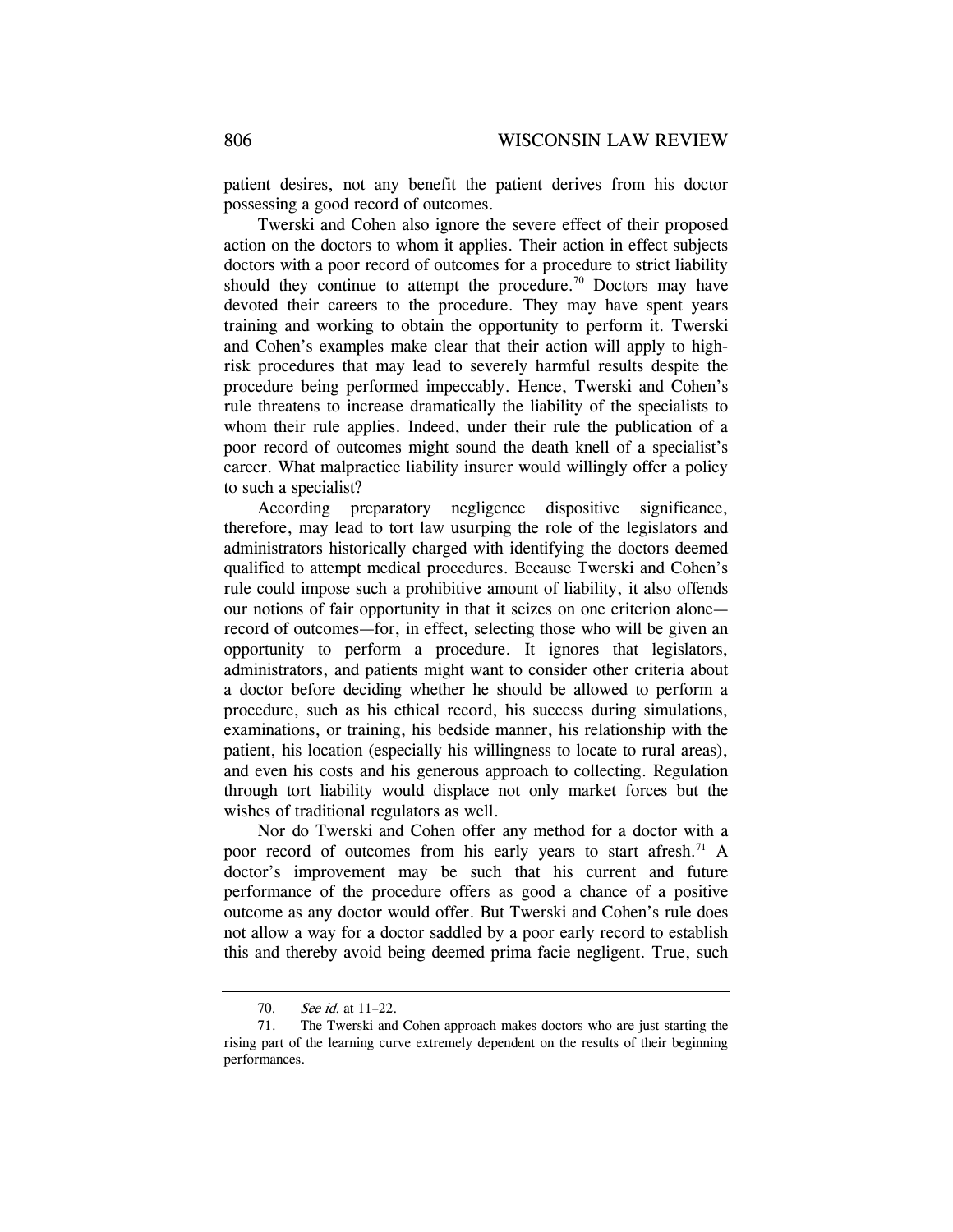patient desires, not any benefit the patient derives from his doctor possessing a good record of outcomes.

Twerski and Cohen also ignore the severe effect of their proposed action on the doctors to whom it applies. Their action in effect subjects doctors with a poor record of outcomes for a procedure to strict liability should they continue to attempt the procedure.[70] Doctors may have devoted their careers to the procedure. They may have spent years training and working to obtain the opportunity to perform it. Twerski and Cohen's examples make clear that their action will apply to high-risk procedures that may lead to severely harmful results despite the procedure being performed impeccably. Hence, Twerski and Cohen's rule threatens to increase dramatically the liability of the specialists to whom their rule applies. Indeed, under their rule the publication of a poor record of outcomes might sound the death knell of a specialist's career. What malpractice liability insurer would willingly offer a policy to such a specialist?

According preparatory negligence dispositive significance, therefore, may lead to tort law usurping the role of the legislators and administrators historically charged with identifying the doctors deemed qualified to attempt medical procedures. Because Twerski and Cohen's rule could impose such a prohibitive amount of liability, it also offends our notions of fair opportunity in that it seizes on one criterion alone—record of outcomes—for, in effect, selecting those who will be given an opportunity to perform a procedure. It ignores that legislators, administrators, and patients might want to consider other criteria about a doctor before deciding whether he should be allowed to perform a procedure, such as his ethical record, his success during simulations, examinations, or training, his bedside manner, his relationship with the patient, his location (especially his willingness to locate to rural areas), and even his costs and his generous approach to collecting. Regulation through tort liability would displace not only market forces but the wishes of traditional regulators as well.

Nor do Twerski and Cohen offer any method for a doctor with a poor record of outcomes from his early years to start afresh.[71] A doctor's improvement may be such that his current and future performance of the procedure offers as good a chance of a positive outcome as any doctor would offer. But Twerski and Cohen's rule does not allow a way for a doctor saddled by a poor early record to establish this and thereby avoid being deemed prima facie negligent. True, such

---

70. *See id.* at 11–22.

71. The Twerski and Cohen approach makes doctors who are just starting the rising part of the learning curve extremely dependent on the results of their beginning performances.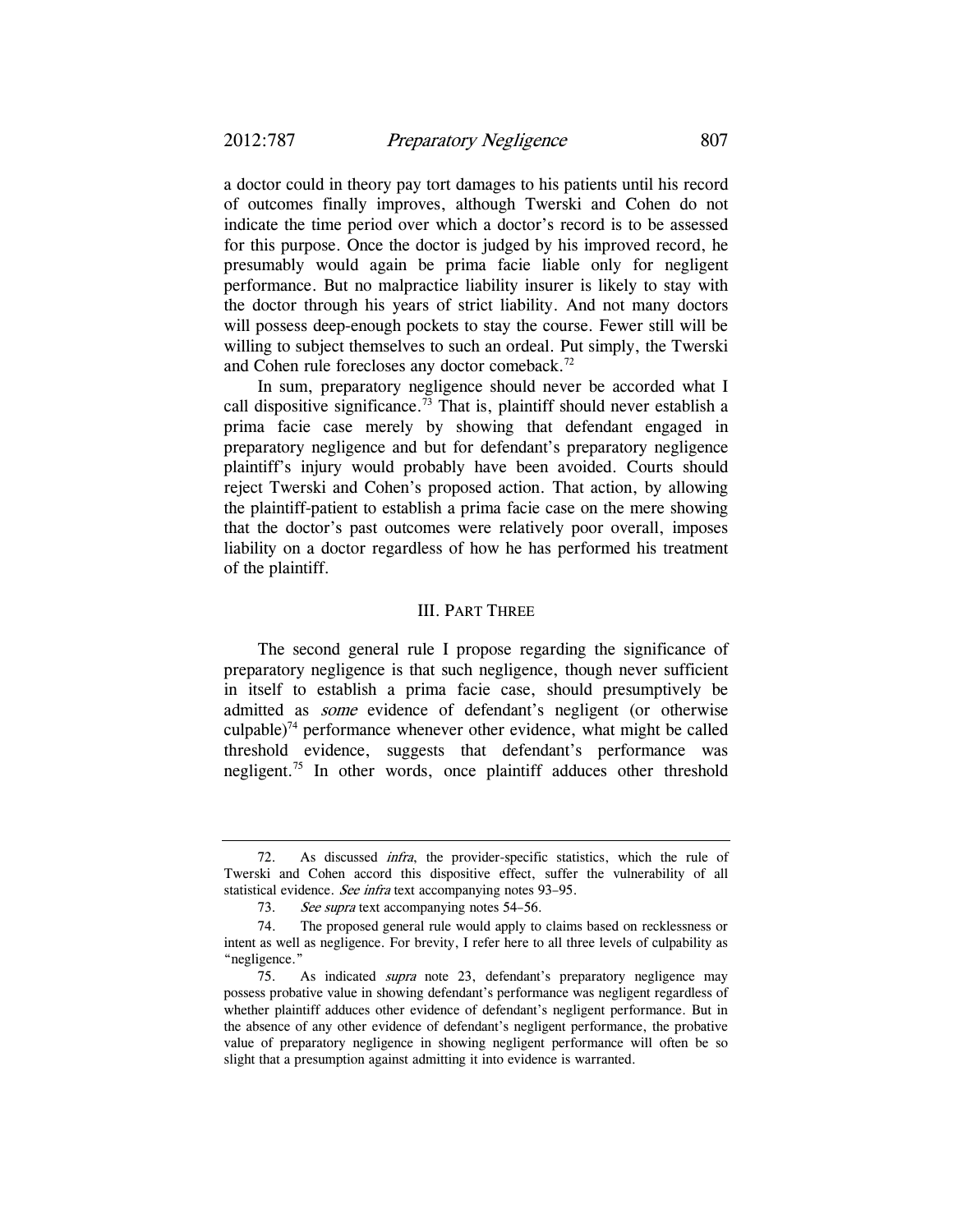a doctor could in theory pay tort damages to his patients until his record of outcomes finally improves, although Twerski and Cohen do not indicate the time period over which a doctor's record is to be assessed for this purpose. Once the doctor is judged by his improved record, he presumably would again be prima facie liable only for negligent performance. But no malpractice liability insurer is likely to stay with the doctor through his years of strict liability. And not many doctors will possess deep-enough pockets to stay the course. Fewer still will be willing to subject themselves to such an ordeal. Put simply, the Twerski and Cohen rule forecloses any doctor comeback.[72]

In sum, preparatory negligence should never be accorded what I call dispositive significance.[73] That is, plaintiff should never establish a prima facie case merely by showing that defendant engaged in preparatory negligence and but for defendant's preparatory negligence plaintiff's injury would probably have been avoided. Courts should reject Twerski and Cohen's proposed action. That action, by allowing the plaintiff-patient to establish a prima facie case on the mere showing that the doctor's past outcomes were relatively poor overall, imposes liability on a doctor regardless of how he has performed his treatment of the plaintiff.

## III. PART THREE

The second general rule I propose regarding the significance of preparatory negligence is that such negligence, though never sufficient in itself to establish a prima facie case, should presumptively be admitted as *some* evidence of defendant's negligent (or otherwise culpable)[74] performance whenever other evidence, what might be called threshold evidence, suggests that defendant's performance was negligent.[75] In other words, once plaintiff adduces other threshold

---

72. As discussed *infra*, the provider-specific statistics, which the rule of Twerski and Cohen accord this dispositive effect, suffer the vulnerability of all statistical evidence. *See infra* text accompanying notes 93–95.

73. *See supra* text accompanying notes 54–56.

74. The proposed general rule would apply to claims based on recklessness or intent as well as negligence. For brevity, I refer here to all three levels of culpability as "negligence."

75. As indicated *supra* note 23, defendant's preparatory negligence may possess probative value in showing defendant's performance was negligent regardless of whether plaintiff adduces other evidence of defendant's negligent performance. But in the absence of any other evidence of defendant's negligent performance, the probative value of preparatory negligence in showing negligent performance will often be so slight that a presumption against admitting it into evidence is warranted.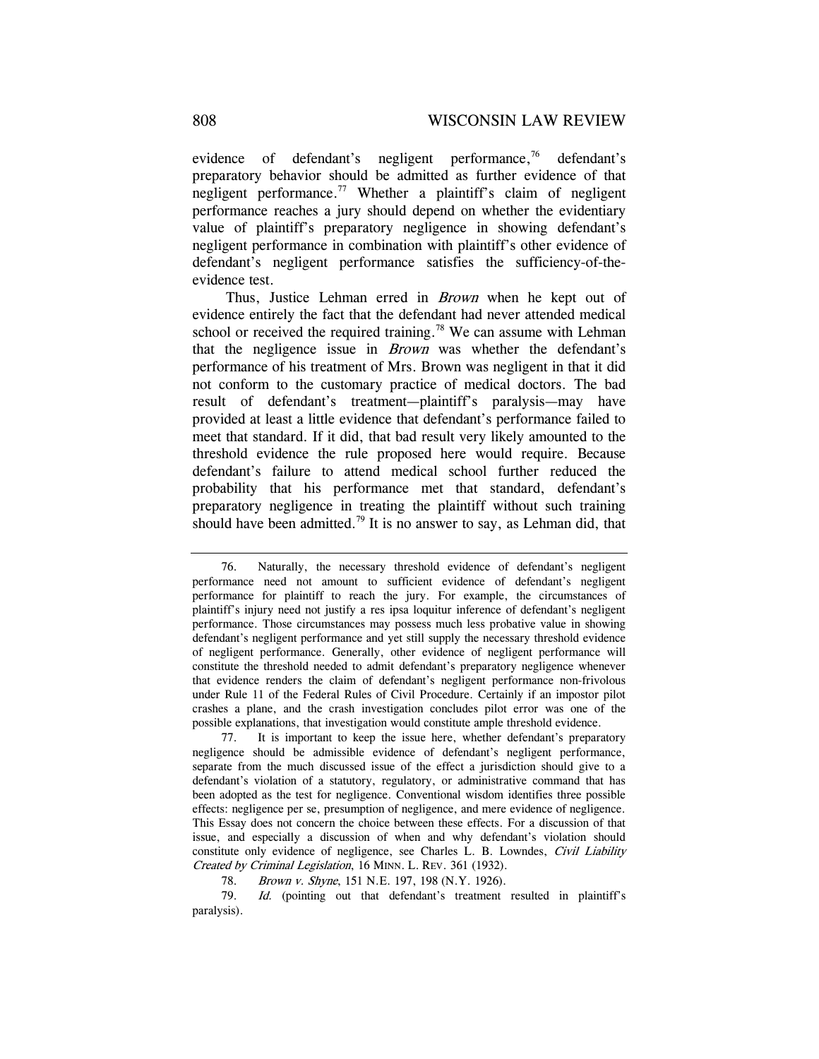evidence of defendant's negligent performance,[76] defendant's preparatory behavior should be admitted as further evidence of that negligent performance.[77] Whether a plaintiff's claim of negligent performance reaches a jury should depend on whether the evidentiary value of plaintiff's preparatory negligence in showing defendant's negligent performance in combination with plaintiff's other evidence of defendant's negligent performance satisfies the sufficiency-of-the-evidence test.

Thus, Justice Lehman erred in *Brown* when he kept out of evidence entirely the fact that the defendant had never attended medical school or received the required training.[78] We can assume with Lehman that the negligence issue in *Brown* was whether the defendant's performance of his treatment of Mrs. Brown was negligent in that it did not conform to the customary practice of medical doctors. The bad result of defendant's treatment—plaintiff's paralysis—may have provided at least a little evidence that defendant's performance failed to meet that standard. If it did, that bad result very likely amounted to the threshold evidence the rule proposed here would require. Because defendant's failure to attend medical school further reduced the probability that his performance met that standard, defendant's preparatory negligence in treating the plaintiff without such training should have been admitted.[79] It is no answer to say, as Lehman did, that

---

76. Naturally, the necessary threshold evidence of defendant's negligent performance need not amount to sufficient evidence of defendant's negligent performance for plaintiff to reach the jury. For example, the circumstances of plaintiff's injury need not justify a res ipsa loquitur inference of defendant's negligent performance. Those circumstances may possess much less probative value in showing defendant's negligent performance and yet still supply the necessary threshold evidence of negligent performance. Generally, other evidence of negligent performance will constitute the threshold needed to admit defendant's preparatory negligence whenever that evidence renders the claim of defendant's negligent performance non-frivolous under Rule 11 of the Federal Rules of Civil Procedure. Certainly if an impostor pilot crashes a plane, and the crash investigation concludes pilot error was one of the possible explanations, that investigation would constitute ample threshold evidence.

77. It is important to keep the issue here, whether defendant's preparatory negligence should be admissible evidence of defendant's negligent performance, separate from the much discussed issue of the effect a jurisdiction should give to a defendant's violation of a statutory, regulatory, or administrative command that has been adopted as the test for negligence. Conventional wisdom identifies three possible effects: negligence per se, presumption of negligence, and mere evidence of negligence. This Essay does not concern the choice between these effects. For a discussion of that issue, and especially a discussion of when and why defendant's violation should constitute only evidence of negligence, see Charles L. B. Lowndes, *Civil Liability Created by Criminal Legislation*, 16 MINN. L. REV. 361 (1932).

78. *Brown v. Shyne*, 151 N.E. 197, 198 (N.Y. 1926).

79. *Id.* (pointing out that defendant's treatment resulted in plaintiff's paralysis).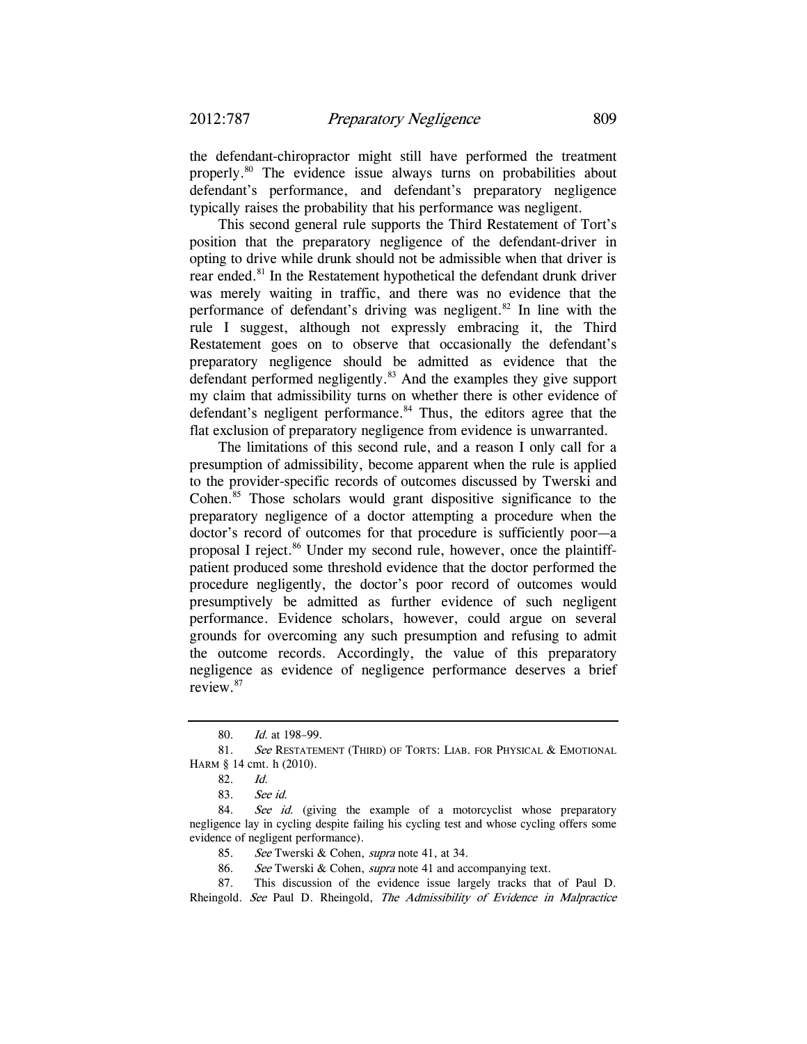the defendant-chiropractor might still have performed the treatment properly.[80] The evidence issue always turns on probabilities about defendant's performance, and defendant's preparatory negligence typically raises the probability that his performance was negligent.

This second general rule supports the Third Restatement of Tort's position that the preparatory negligence of the defendant-driver in opting to drive while drunk should not be admissible when that driver is rear ended.[81] In the Restatement hypothetical the defendant drunk driver was merely waiting in traffic, and there was no evidence that the performance of defendant's driving was negligent.[82] In line with the rule I suggest, although not expressly embracing it, the Third Restatement goes on to observe that occasionally the defendant's preparatory negligence should be admitted as evidence that the defendant performed negligently.[83] And the examples they give support my claim that admissibility turns on whether there is other evidence of defendant's negligent performance.[84] Thus, the editors agree that the flat exclusion of preparatory negligence from evidence is unwarranted.

The limitations of this second rule, and a reason I only call for a presumption of admissibility, become apparent when the rule is applied to the provider-specific records of outcomes discussed by Twerski and Cohen.[85] Those scholars would grant dispositive significance to the preparatory negligence of a doctor attempting a procedure when the doctor's record of outcomes for that procedure is sufficiently poor—a proposal I reject.[86] Under my second rule, however, once the plaintiff-patient produced some threshold evidence that the doctor performed the procedure negligently, the doctor's poor record of outcomes would presumptively be admitted as further evidence of such negligent performance. Evidence scholars, however, could argue on several grounds for overcoming any such presumption and refusing to admit the outcome records. Accordingly, the value of this preparatory negligence as evidence of negligence performance deserves a brief review.[87]

---

80. *Id.* at 198–99.

81. *See* RESTATEMENT (THIRD) OF TORTS: LIAB. FOR PHYSICAL & EMOTIONAL HARM § 14 cmt. h (2010).

82. *Id.*

83. *See id.*

84. *See id.* (giving the example of a motorcyclist whose preparatory negligence lay in cycling despite failing his cycling test and whose cycling offers some evidence of negligent performance).

85. *See* Twerski & Cohen, *supra* note 41, at 34.

86. *See* Twerski & Cohen, *supra* note 41 and accompanying text.

87. This discussion of the evidence issue largely tracks that of Paul D. Rheingold. *See* Paul D. Rheingold, *The Admissibility of Evidence in Malpractice*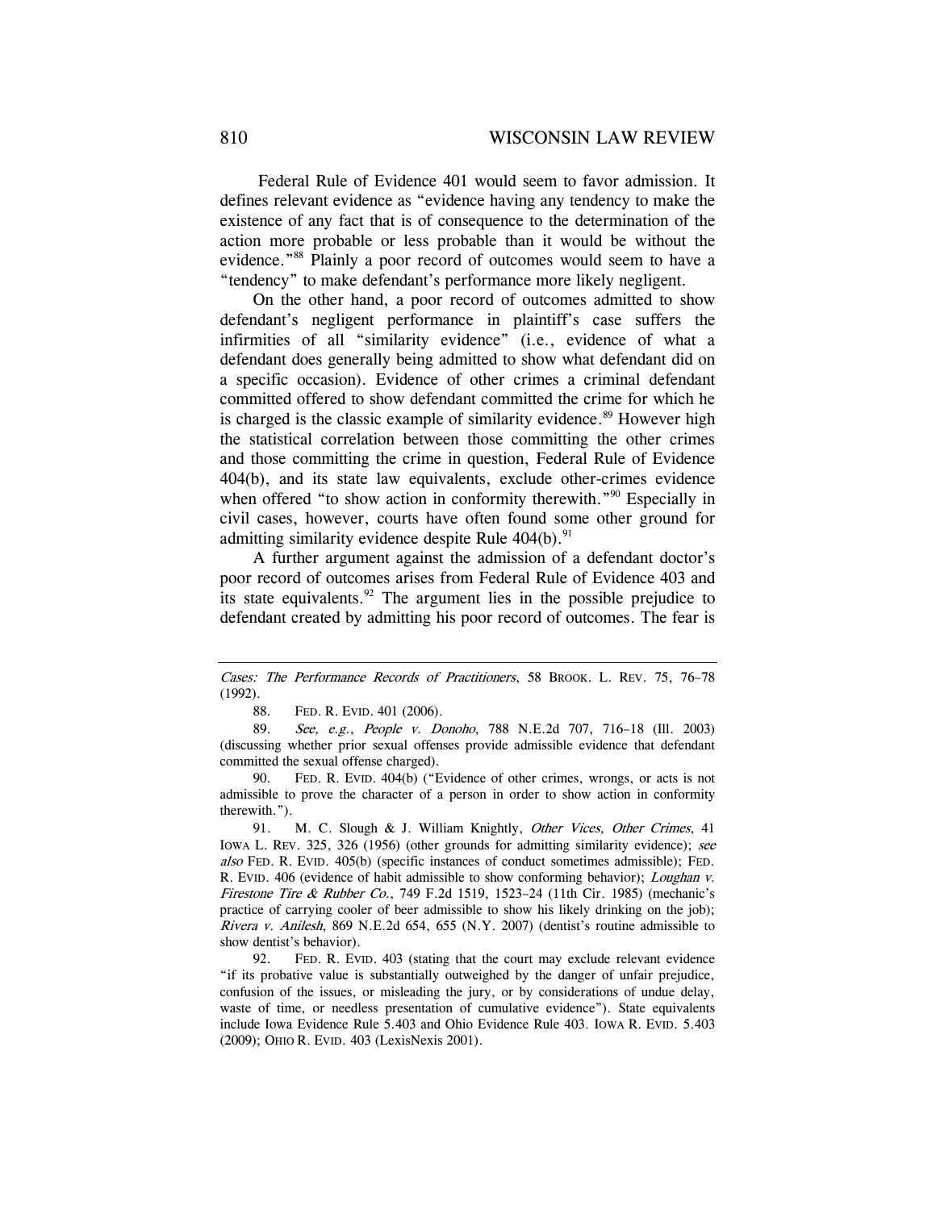Federal Rule of Evidence 401 would seem to favor admission. It defines relevant evidence as "evidence having any tendency to make the existence of any fact that is of consequence to the determination of the action more probable or less probable than it would be without the evidence."[88] Plainly a poor record of outcomes would seem to have a "tendency" to make defendant's performance more likely negligent.

On the other hand, a poor record of outcomes admitted to show defendant's negligent performance in plaintiff's case suffers the infirmities of all "similarity evidence" (i.e., evidence of what a defendant does generally being admitted to show what defendant did on a specific occasion). Evidence of other crimes a criminal defendant committed offered to show defendant committed the crime for which he is charged is the classic example of similarity evidence.[89] However high the statistical correlation between those committing the other crimes and those committing the crime in question, Federal Rule of Evidence 404(b), and its state law equivalents, exclude other-crimes evidence when offered "to show action in conformity therewith."[90] Especially in civil cases, however, courts have often found some other ground for admitting similarity evidence despite Rule 404(b).[91]

A further argument against the admission of a defendant doctor's poor record of outcomes arises from Federal Rule of Evidence 403 and its state equivalents.[92] The argument lies in the possible prejudice to defendant created by admitting his poor record of outcomes. The fear is

---

*Cases: The Performance Records of Practitioners*, 58 BROOK. L. REV. 75, 76–78 (1992).

88. FED. R. EVID. 401 (2006).

89. *See, e.g.*, *People v. Donoho*, 788 N.E.2d 707, 716–18 (Ill. 2003) (discussing whether prior sexual offenses provide admissible evidence that defendant committed the sexual offense charged).

90. FED. R. EVID. 404(b) ("Evidence of other crimes, wrongs, or acts is not admissible to prove the character of a person in order to show action in conformity therewith.").

91. M. C. Slough & J. William Knightly, *Other Vices, Other Crimes*, 41 IOWA L. REV. 325, 326 (1956) (other grounds for admitting similarity evidence); *see also* FED. R. EVID. 405(b) (specific instances of conduct sometimes admissible); FED. R. EVID. 406 (evidence of habit admissible to show conforming behavior); *Loughan v. Firestone Tire & Rubber Co.*, 749 F.2d 1519, 1523–24 (11th Cir. 1985) (mechanic's practice of carrying cooler of beer admissible to show his likely drinking on the job); *Rivera v. Anilesh*, 869 N.E.2d 654, 655 (N.Y. 2007) (dentist's routine admissible to show dentist's behavior).

92. FED. R. EVID. 403 (stating that the court may exclude relevant evidence "if its probative value is substantially outweighed by the danger of unfair prejudice, confusion of the issues, or misleading the jury, or by considerations of undue delay, waste of time, or needless presentation of cumulative evidence"). State equivalents include Iowa Evidence Rule 5.403 and Ohio Evidence Rule 403. IOWA R. EVID. 5.403 (2009); OHIO R. EVID. 403 (LexisNexis 2001).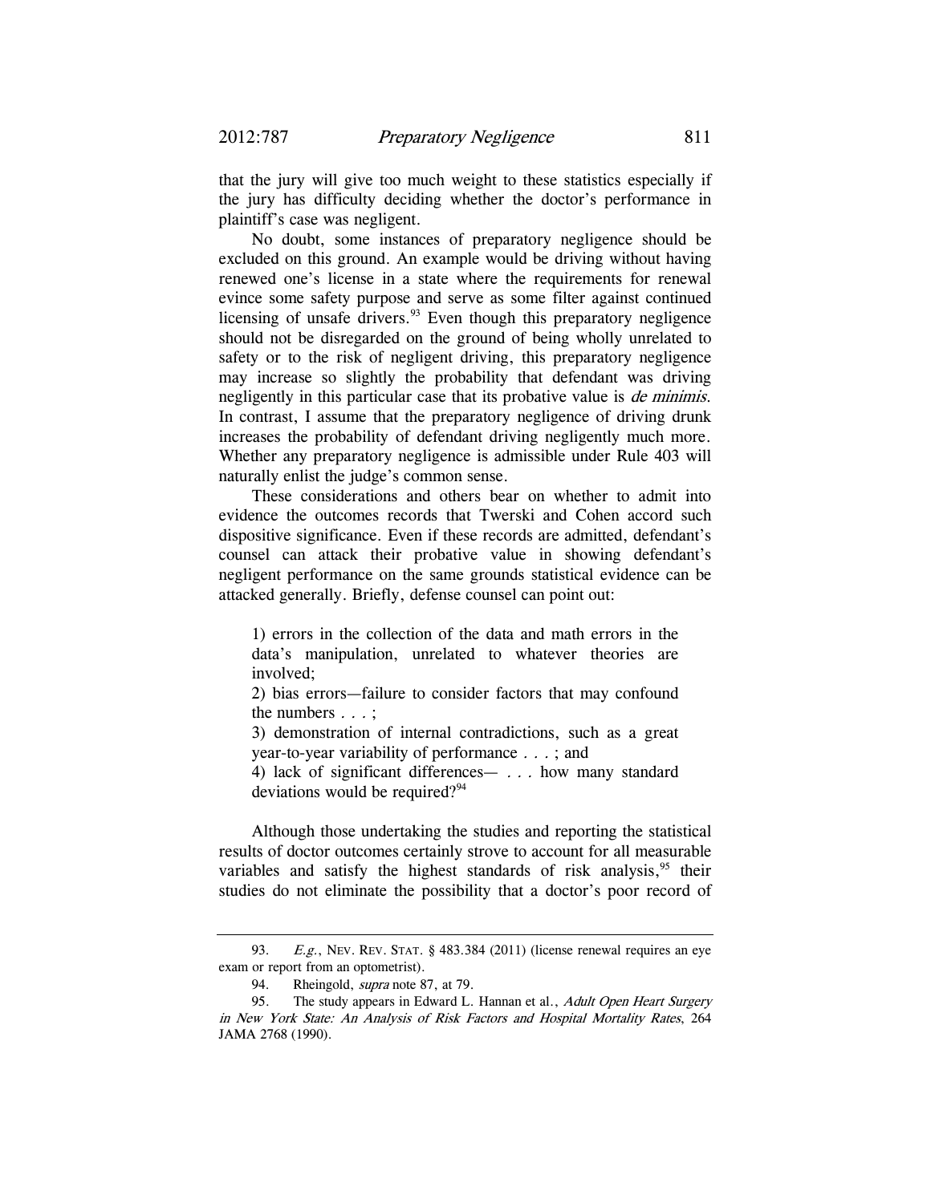that the jury will give too much weight to these statistics especially if the jury has difficulty deciding whether the doctor's performance in plaintiff's case was negligent.

No doubt, some instances of preparatory negligence should be excluded on this ground. An example would be driving without having renewed one's license in a state where the requirements for renewal evince some safety purpose and serve as some filter against continued licensing of unsafe drivers.[93] Even though this preparatory negligence should not be disregarded on the ground of being wholly unrelated to safety or to the risk of negligent driving, this preparatory negligence may increase so slightly the probability that defendant was driving negligently in this particular case that its probative value is *de minimis*. In contrast, I assume that the preparatory negligence of driving drunk increases the probability of defendant driving negligently much more. Whether any preparatory negligence is admissible under Rule 403 will naturally enlist the judge's common sense.

These considerations and others bear on whether to admit into evidence the outcomes records that Twerski and Cohen accord such dispositive significance. Even if these records are admitted, defendant's counsel can attack their probative value in showing defendant's negligent performance on the same grounds statistical evidence can be attacked generally. Briefly, defense counsel can point out:

> 1) errors in the collection of the data and math errors in the data's manipulation, unrelated to whatever theories are involved;
> 2) bias errors—failure to consider factors that may confound the numbers . . . ;
> 3) demonstration of internal contradictions, such as a great year-to-year variability of performance . . . ; and
> 4) lack of significant differences— . . . how many standard deviations would be required?[94]

Although those undertaking the studies and reporting the statistical results of doctor outcomes certainly strove to account for all measurable variables and satisfy the highest standards of risk analysis,[95] their studies do not eliminate the possibility that a doctor's poor record of

---

93. *E.g.*, NEV. REV. STAT. § 483.384 (2011) (license renewal requires an eye exam or report from an optometrist).

94. Rheingold, *supra* note 87, at 79.

95. The study appears in Edward L. Hannan et al., *Adult Open Heart Surgery in New York State: An Analysis of Risk Factors and Hospital Mortality Rates*, 264 JAMA 2768 (1990).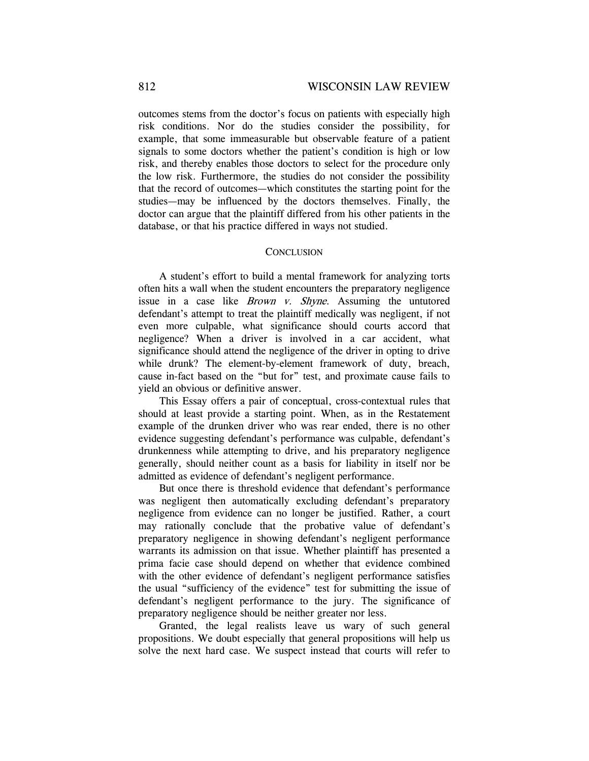outcomes stems from the doctor's focus on patients with especially high risk conditions. Nor do the studies consider the possibility, for example, that some immeasurable but observable feature of a patient signals to some doctors whether the patient's condition is high or low risk, and thereby enables those doctors to select for the procedure only the low risk. Furthermore, the studies do not consider the possibility that the record of outcomes—which constitutes the starting point for the studies—may be influenced by the doctors themselves. Finally, the doctor can argue that the plaintiff differed from his other patients in the database, or that his practice differed in ways not studied.

## CONCLUSION

A student's effort to build a mental framework for analyzing torts often hits a wall when the student encounters the preparatory negligence issue in a case like *Brown v. Shyne*. Assuming the untutored defendant's attempt to treat the plaintiff medically was negligent, if not even more culpable, what significance should courts accord that negligence? When a driver is involved in a car accident, what significance should attend the negligence of the driver in opting to drive while drunk? The element-by-element framework of duty, breach, cause in-fact based on the "but for" test, and proximate cause fails to yield an obvious or definitive answer.

This Essay offers a pair of conceptual, cross-contextual rules that should at least provide a starting point. When, as in the Restatement example of the drunken driver who was rear ended, there is no other evidence suggesting defendant's performance was culpable, defendant's drunkenness while attempting to drive, and his preparatory negligence generally, should neither count as a basis for liability in itself nor be admitted as evidence of defendant's negligent performance.

But once there is threshold evidence that defendant's performance was negligent then automatically excluding defendant's preparatory negligence from evidence can no longer be justified. Rather, a court may rationally conclude that the probative value of defendant's preparatory negligence in showing defendant's negligent performance warrants its admission on that issue. Whether plaintiff has presented a prima facie case should depend on whether that evidence combined with the other evidence of defendant's negligent performance satisfies the usual "sufficiency of the evidence" test for submitting the issue of defendant's negligent performance to the jury. The significance of preparatory negligence should be neither greater nor less.

Granted, the legal realists leave us wary of such general propositions. We doubt especially that general propositions will help us solve the next hard case. We suspect instead that courts will refer to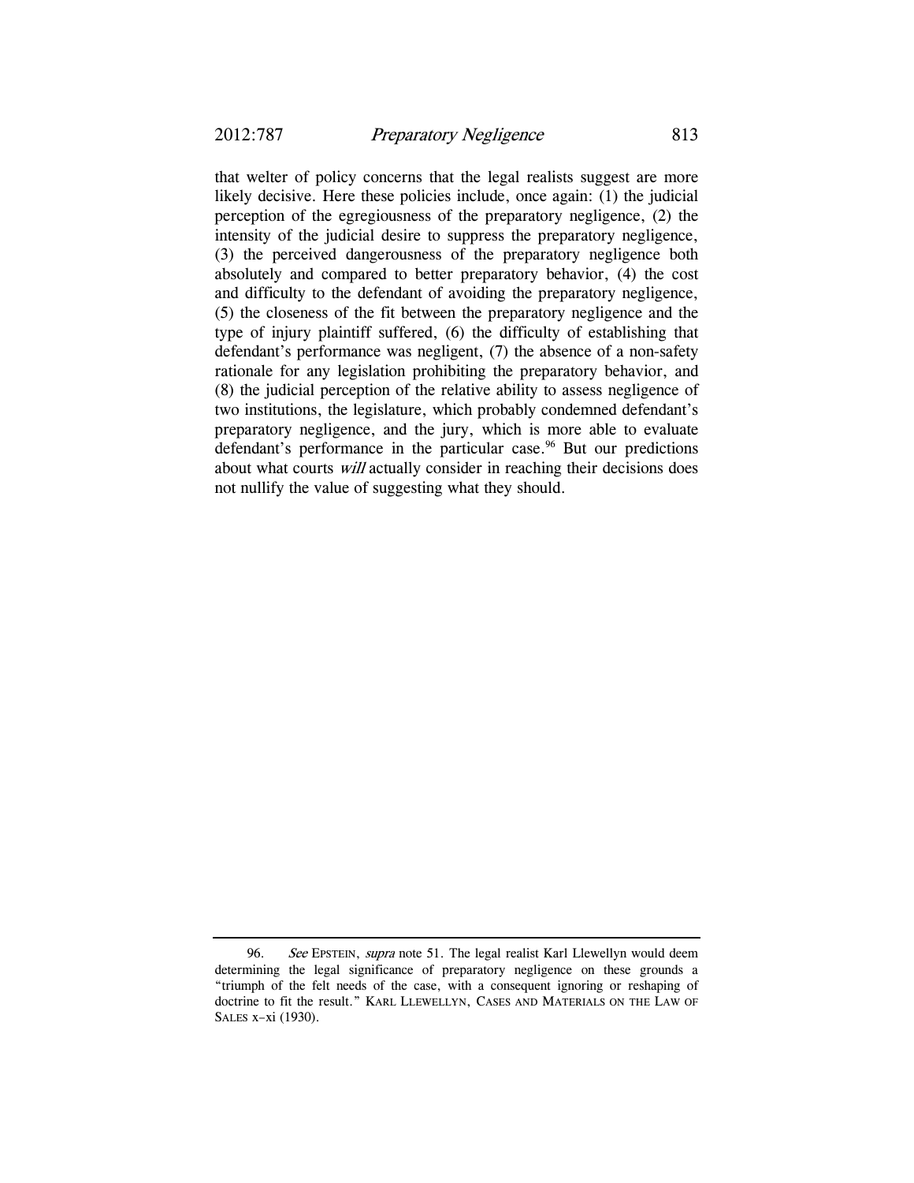that welter of policy concerns that the legal realists suggest are more likely decisive. Here these policies include, once again: (1) the judicial perception of the egregiousness of the preparatory negligence, (2) the intensity of the judicial desire to suppress the preparatory negligence, (3) the perceived dangerousness of the preparatory negligence both absolutely and compared to better preparatory behavior, (4) the cost and difficulty to the defendant of avoiding the preparatory negligence, (5) the closeness of the fit between the preparatory negligence and the type of injury plaintiff suffered, (6) the difficulty of establishing that defendant's performance was negligent, (7) the absence of a non-safety rationale for any legislation prohibiting the preparatory behavior, and (8) the judicial perception of the relative ability to assess negligence of two institutions, the legislature, which probably condemned defendant's preparatory negligence, and the jury, which is more able to evaluate defendant's performance in the particular case.[96] But our predictions about what courts *will* actually consider in reaching their decisions does not nullify the value of suggesting what they should.

---

96. *See* EPSTEIN, *supra* note 51. The legal realist Karl Llewellyn would deem determining the legal significance of preparatory negligence on these grounds a "triumph of the felt needs of the case, with a consequent ignoring or reshaping of doctrine to fit the result." KARL LLEWELLYN, CASES AND MATERIALS ON THE LAW OF SALES x–xi (1930).